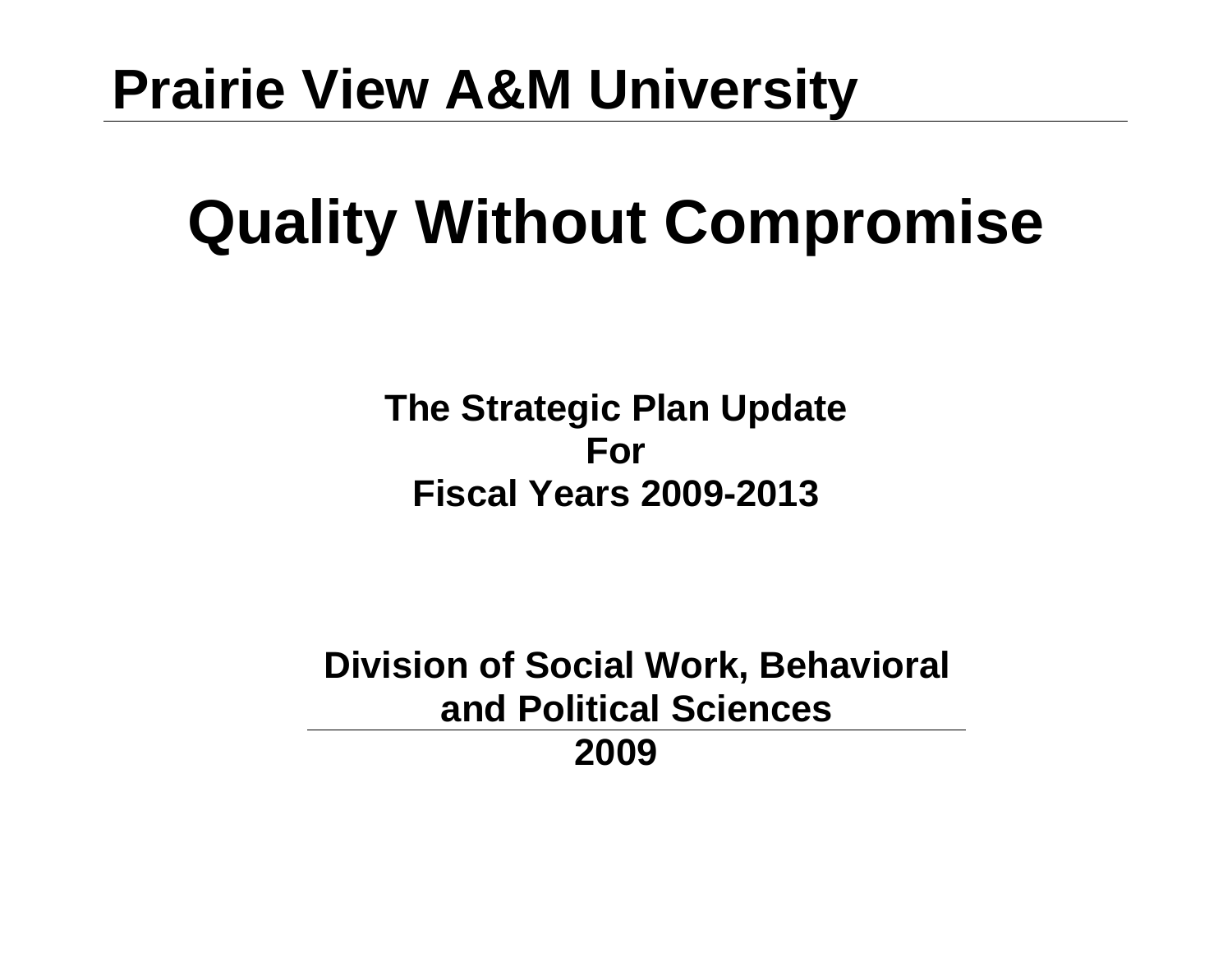# Prairie View A&M University

# Quality Without Compromise

**The Strategic Plan Update**
**For**
**Fiscal Years 2009-2013**

**Division of Social Work, Behavioral and Political Sciences**
**2009**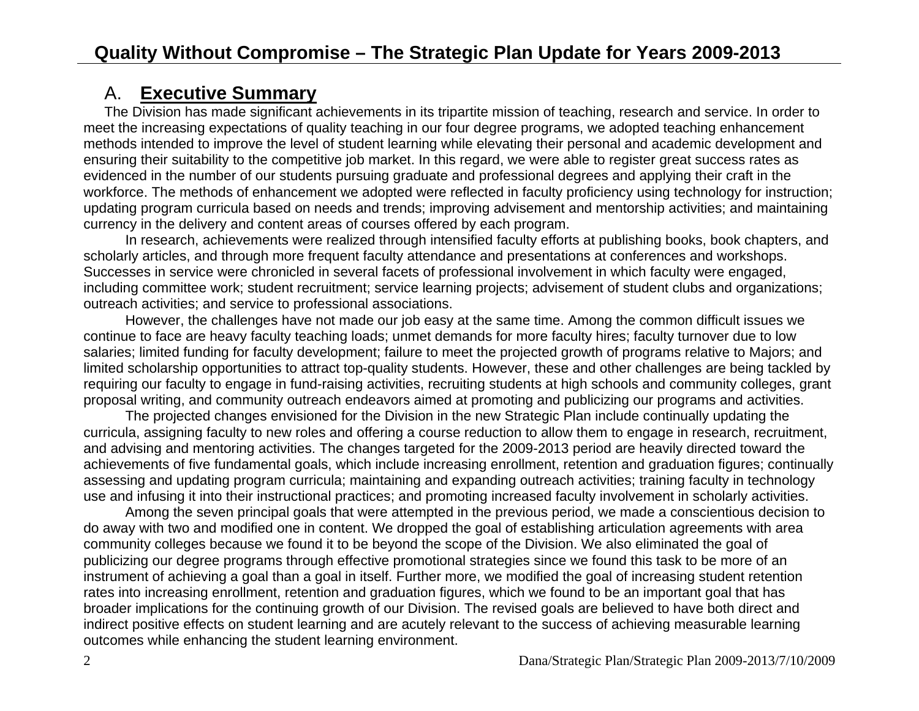## Quality Without Compromise – The Strategic Plan Update for Years 2009-2013

### A. **Executive Summary**

The Division has made significant achievements in its tripartite mission of teaching, research and service. In order to meet the increasing expectations of quality teaching in our four degree programs, we adopted teaching enhancement methods intended to improve the level of student learning while elevating their personal and academic development and ensuring their suitability to the competitive job market. In this regard, we were able to register great success rates as evidenced in the number of our students pursuing graduate and professional degrees and applying their craft in the workforce. The methods of enhancement we adopted were reflected in faculty proficiency using technology for instruction; updating program curricula based on needs and trends; improving advisement and mentorship activities; and maintaining currency in the delivery and content areas of courses offered by each program.

In research, achievements were realized through intensified faculty efforts at publishing books, book chapters, and scholarly articles, and through more frequent faculty attendance and presentations at conferences and workshops. Successes in service were chronicled in several facets of professional involvement in which faculty were engaged, including committee work; student recruitment; service learning projects; advisement of student clubs and organizations; outreach activities; and service to professional associations.

However, the challenges have not made our job easy at the same time. Among the common difficult issues we continue to face are heavy faculty teaching loads; unmet demands for more faculty hires; faculty turnover due to low salaries; limited funding for faculty development; failure to meet the projected growth of programs relative to Majors; and limited scholarship opportunities to attract top-quality students. However, these and other challenges are being tackled by requiring our faculty to engage in fund-raising activities, recruiting students at high schools and community colleges, grant proposal writing, and community outreach endeavors aimed at promoting and publicizing our programs and activities.

The projected changes envisioned for the Division in the new Strategic Plan include continually updating the curricula, assigning faculty to new roles and offering a course reduction to allow them to engage in research, recruitment, and advising and mentoring activities. The changes targeted for the 2009-2013 period are heavily directed toward the achievements of five fundamental goals, which include increasing enrollment, retention and graduation figures; continually assessing and updating program curricula; maintaining and expanding outreach activities; training faculty in technology use and infusing it into their instructional practices; and promoting increased faculty involvement in scholarly activities.

Among the seven principal goals that were attempted in the previous period, we made a conscientious decision to do away with two and modified one in content. We dropped the goal of establishing articulation agreements with area community colleges because we found it to be beyond the scope of the Division. We also eliminated the goal of publicizing our degree programs through effective promotional strategies since we found this task to be more of an instrument of achieving a goal than a goal in itself. Further more, we modified the goal of increasing student retention rates into increasing enrollment, retention and graduation figures, which we found to be an important goal that has broader implications for the continuing growth of our Division. The revised goals are believed to have both direct and indirect positive effects on student learning and are acutely relevant to the success of achieving measurable learning outcomes while enhancing the student learning environment.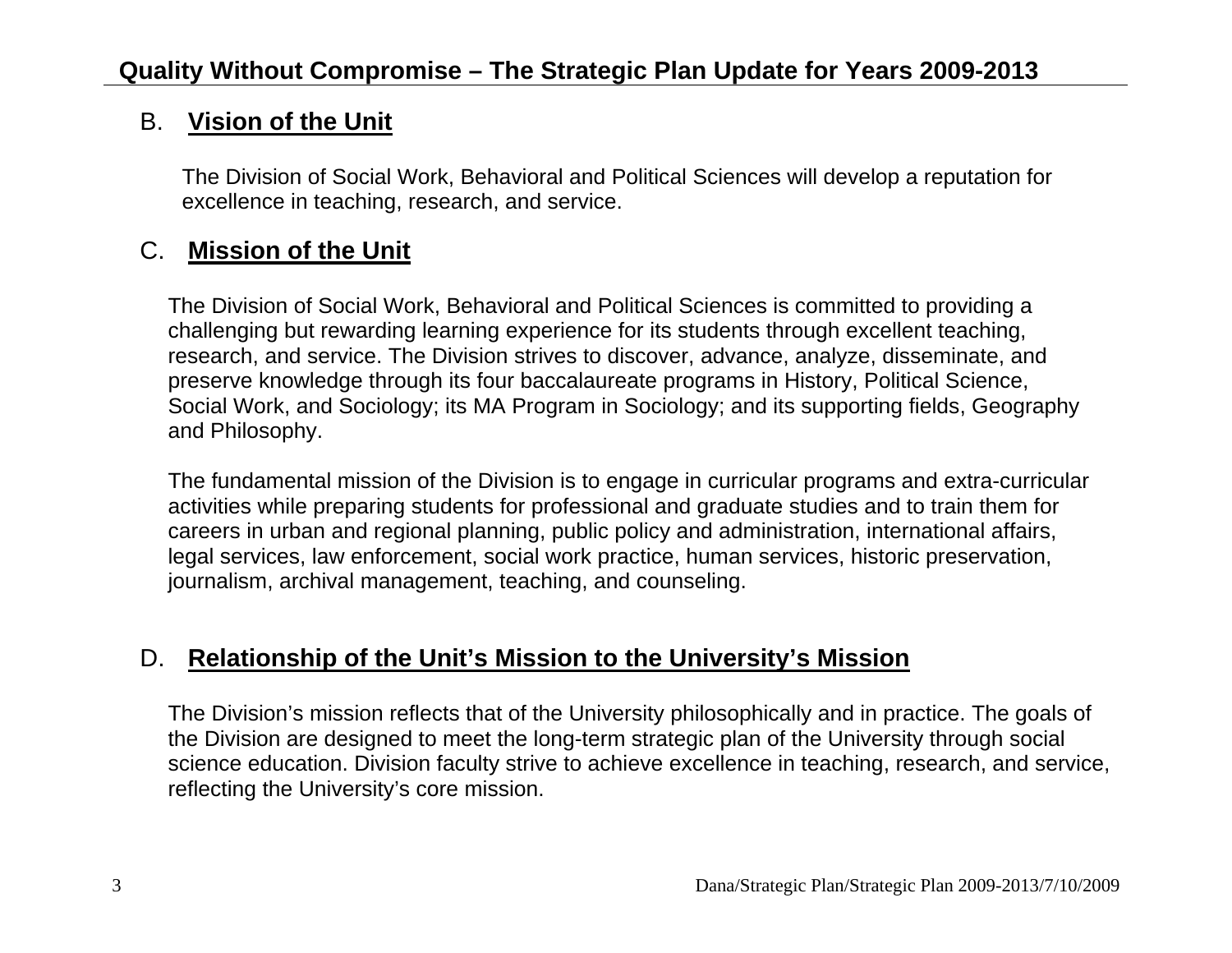## B. Vision of the Unit

The Division of Social Work, Behavioral and Political Sciences will develop a reputation for excellence in teaching, research, and service.

## C. Mission of the Unit

The Division of Social Work, Behavioral and Political Sciences is committed to providing a challenging but rewarding learning experience for its students through excellent teaching, research, and service. The Division strives to discover, advance, analyze, disseminate, and preserve knowledge through its four baccalaureate programs in History, Political Science, Social Work, and Sociology; its MA Program in Sociology; and its supporting fields, Geography and Philosophy.

The fundamental mission of the Division is to engage in curricular programs and extra-curricular activities while preparing students for professional and graduate studies and to train them for careers in urban and regional planning, public policy and administration, international affairs, legal services, law enforcement, social work practice, human services, historic preservation, journalism, archival management, teaching, and counseling.

## D. Relationship of the Unit's Mission to the University's Mission

The Division's mission reflects that of the University philosophically and in practice. The goals of the Division are designed to meet the long-term strategic plan of the University through social science education. Division faculty strive to achieve excellence in teaching, research, and service, reflecting the University's core mission.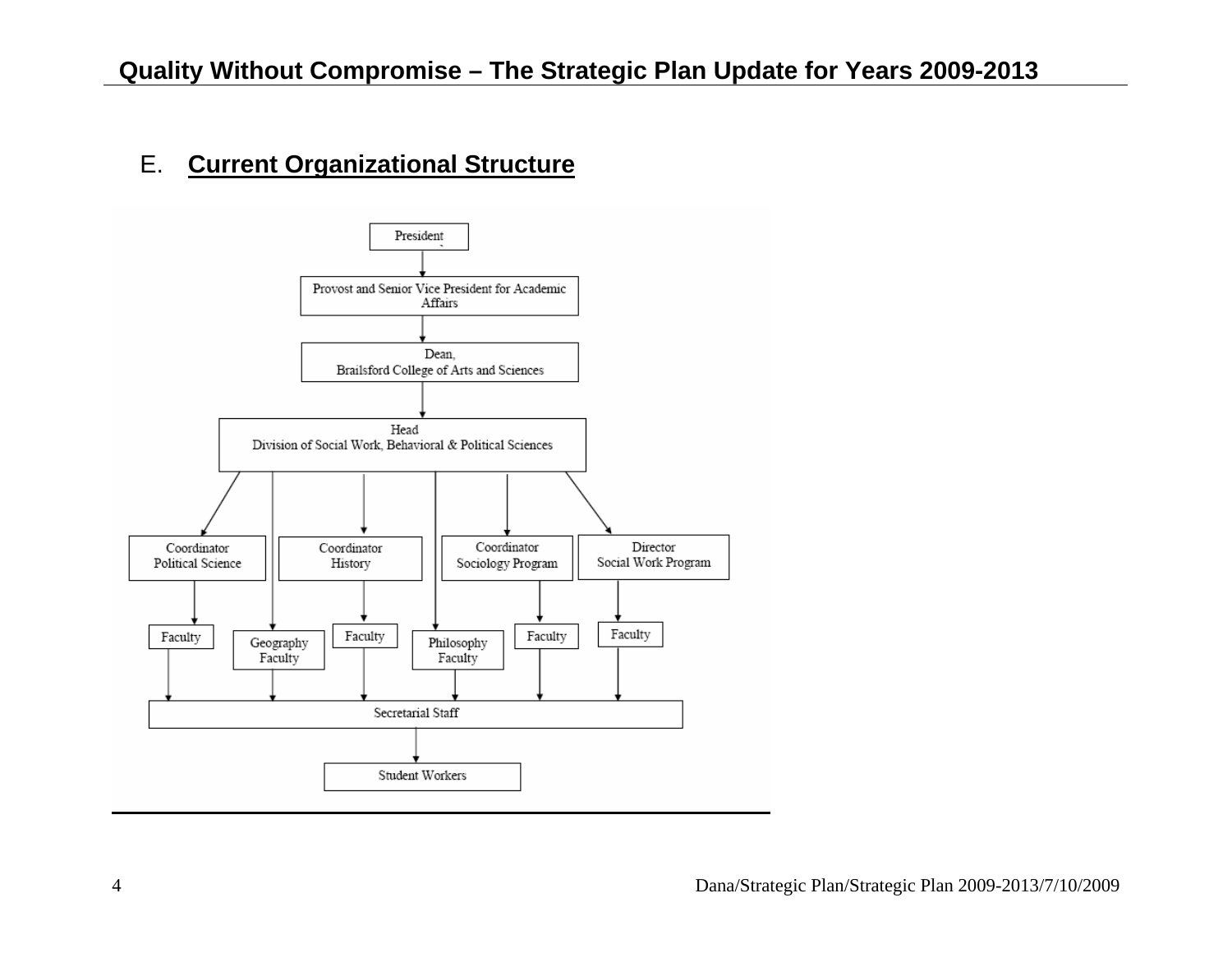## E. Current Organizational Structure

President

↓

Provost and Senior Vice President for Academic Affairs

↓

Dean,
Brailsford College of Arts and Sciences

↓

Head
Division of Social Work, Behavioral & Political Sciences

- Coordinator Political Science → Faculty
- Geography Faculty
- Coordinator History → Faculty
- Philosophy Faculty
- Coordinator Sociology Program → Faculty
- Director Social Work Program → Faculty

↓

Secretarial Staff

↓

Student Workers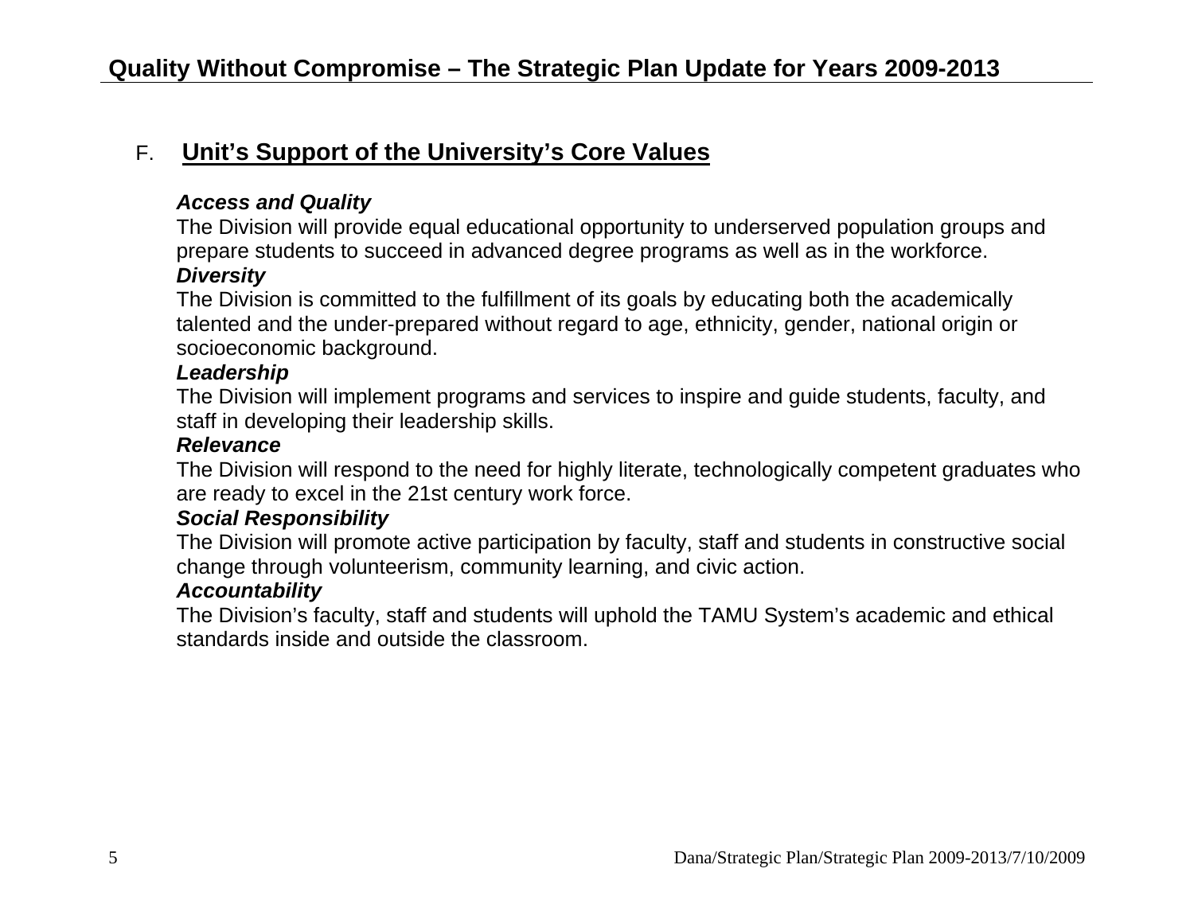## F. Unit's Support of the University's Core Values

***Access and Quality***

The Division will provide equal educational opportunity to underserved population groups and prepare students to succeed in advanced degree programs as well as in the workforce.

***Diversity***

The Division is committed to the fulfillment of its goals by educating both the academically talented and the under-prepared without regard to age, ethnicity, gender, national origin or socioeconomic background.

***Leadership***

The Division will implement programs and services to inspire and guide students, faculty, and staff in developing their leadership skills.

***Relevance***

The Division will respond to the need for highly literate, technologically competent graduates who are ready to excel in the 21st century work force.

***Social Responsibility***

The Division will promote active participation by faculty, staff and students in constructive social change through volunteerism, community learning, and civic action.

***Accountability***

The Division's faculty, staff and students will uphold the TAMU System's academic and ethical standards inside and outside the classroom.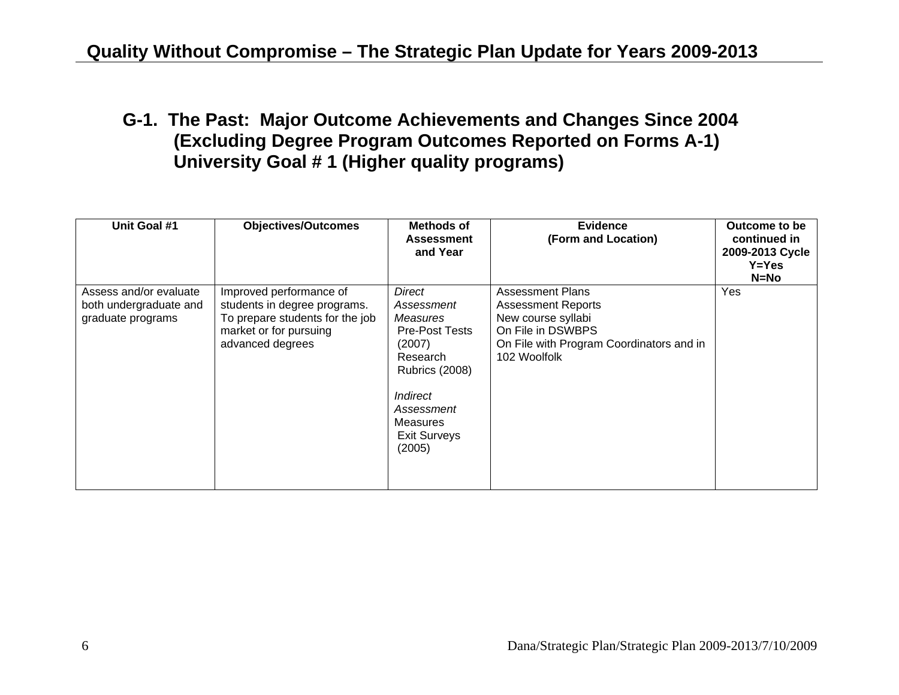## G-1. The Past: Major Outcome Achievements and Changes Since 2004 (Excluding Degree Program Outcomes Reported on Forms A-1) University Goal # 1 (Higher quality programs)

| Unit Goal #1 | Objectives/Outcomes | Methods of Assessment and Year | Evidence (Form and Location) | Outcome to be continued in 2009-2013 Cycle Y=Yes N=No |
|---|---|---|---|---|
| Assess and/or evaluate both undergraduate and graduate programs | Improved performance of students in degree programs. To prepare students for the job market or for pursuing advanced degrees | *Direct Assessment Measures* Pre-Post Tests (2007) Research Rubrics (2008)<br><br>*Indirect Assessment* Measures Exit Surveys (2005) | Assessment Plans<br>Assessment Reports<br>New course syllabi<br>On File in DSWBPS<br>On File with Program Coordinators and in 102 Woolfolk | Yes |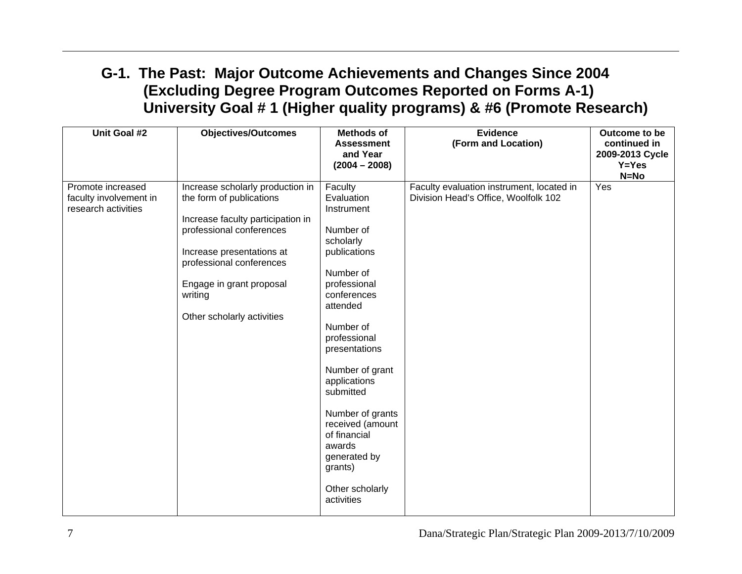## G-1. The Past: Major Outcome Achievements and Changes Since 2004 (Excluding Degree Program Outcomes Reported on Forms A-1) University Goal # 1 (Higher quality programs) & #6 (Promote Research)

| Unit Goal #2 | Objectives/Outcomes | Methods of Assessment and Year (2004 – 2008) | Evidence (Form and Location) | Outcome to be continued in 2009-2013 Cycle Y=Yes N=No |
|---|---|---|---|---|
| Promote increased faculty involvement in research activities | Increase scholarly production in the form of publications<br><br>Increase faculty participation in professional conferences<br><br>Increase presentations at professional conferences<br><br>Engage in grant proposal writing<br><br>Other scholarly activities | Faculty Evaluation Instrument<br><br>Number of scholarly publications<br><br>Number of professional conferences attended<br><br>Number of professional presentations<br><br>Number of grant applications submitted<br><br>Number of grants received (amount of financial awards generated by grants)<br><br>Other scholarly activities | Faculty evaluation instrument, located in Division Head's Office, Woolfolk 102 | Yes |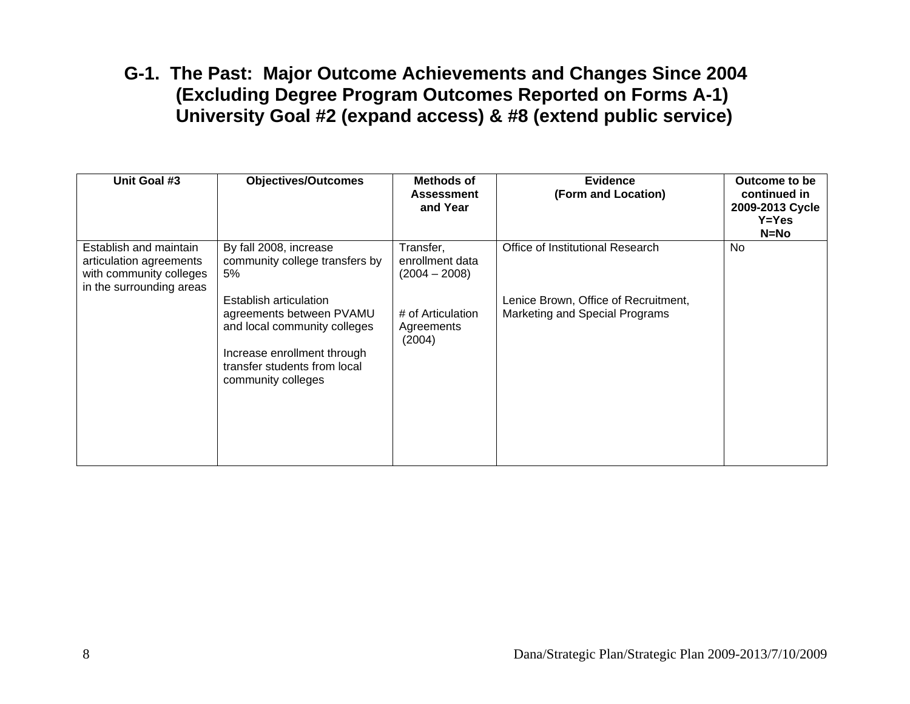## G-1. The Past: Major Outcome Achievements and Changes Since 2004 (Excluding Degree Program Outcomes Reported on Forms A-1) University Goal #2 (expand access) & #8 (extend public service)

| Unit Goal #3 | Objectives/Outcomes | Methods of Assessment and Year | Evidence (Form and Location) | Outcome to be continued in 2009-2013 Cycle Y=Yes N=No |
|---|---|---|---|---|
| Establish and maintain articulation agreements with community colleges in the surrounding areas | By fall 2008, increase community college transfers by 5%<br><br>Establish articulation agreements between PVAMU and local community colleges<br><br>Increase enrollment through transfer students from local community colleges | Transfer, enrollment data (2004 – 2008)<br><br># of Articulation Agreements (2004) | Office of Institutional Research<br><br>Lenice Brown, Office of Recruitment, Marketing and Special Programs | No |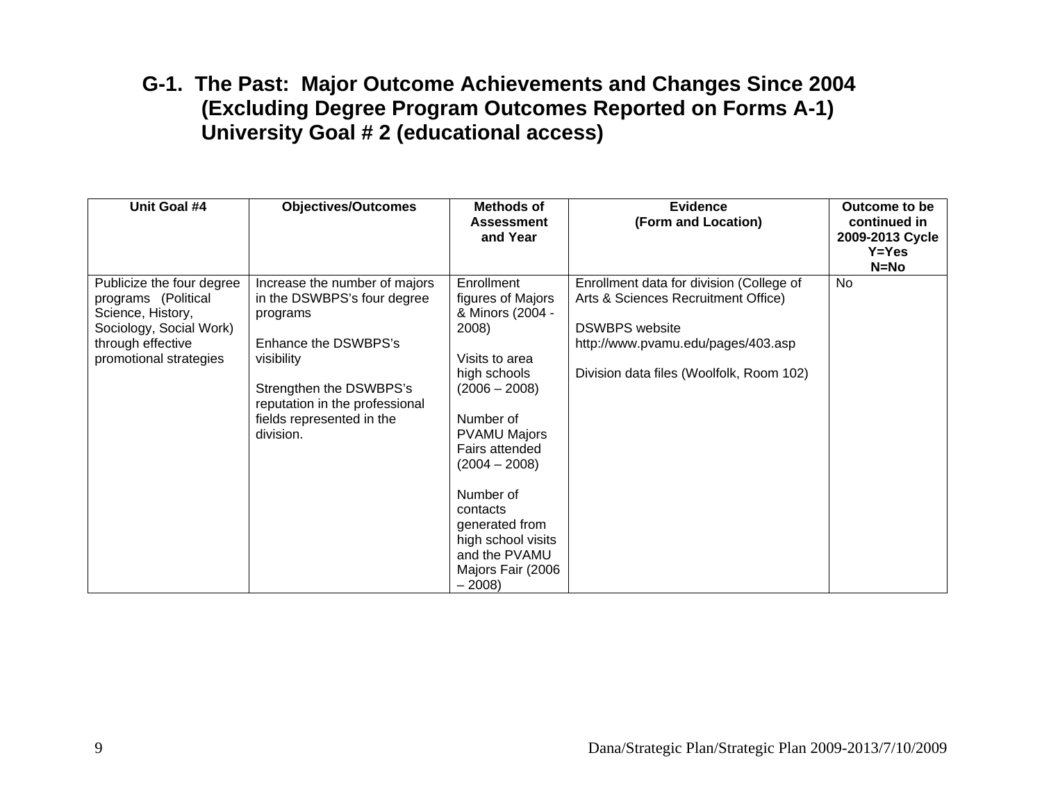## G-1. The Past: Major Outcome Achievements and Changes Since 2004 (Excluding Degree Program Outcomes Reported on Forms A-1) University Goal # 2 (educational access)

| Unit Goal #4 | Objectives/Outcomes | Methods of Assessment and Year | Evidence (Form and Location) | Outcome to be continued in 2009-2013 Cycle Y=Yes N=No |
|---|---|---|---|---|
| Publicize the four degree programs (Political Science, History, Sociology, Social Work) through effective promotional strategies | Increase the number of majors in the DSWBPS's four degree programs<br><br>Enhance the DSWBPS's visibility<br><br>Strengthen the DSWBPS's reputation in the professional fields represented in the division. | Enrollment figures of Majors & Minors (2004 - 2008)<br><br>Visits to area high schools (2006 – 2008)<br><br>Number of PVAMU Majors Fairs attended (2004 – 2008)<br><br>Number of contacts generated from high school visits and the PVAMU Majors Fair (2006 – 2008) | Enrollment data for division (College of Arts & Sciences Recruitment Office)<br><br>DSWBPS website http://www.pvamu.edu/pages/403.asp<br><br>Division data files (Woolfolk, Room 102) | No |

Dana/Strategic Plan/Strategic Plan 2009-2013/7/10/2009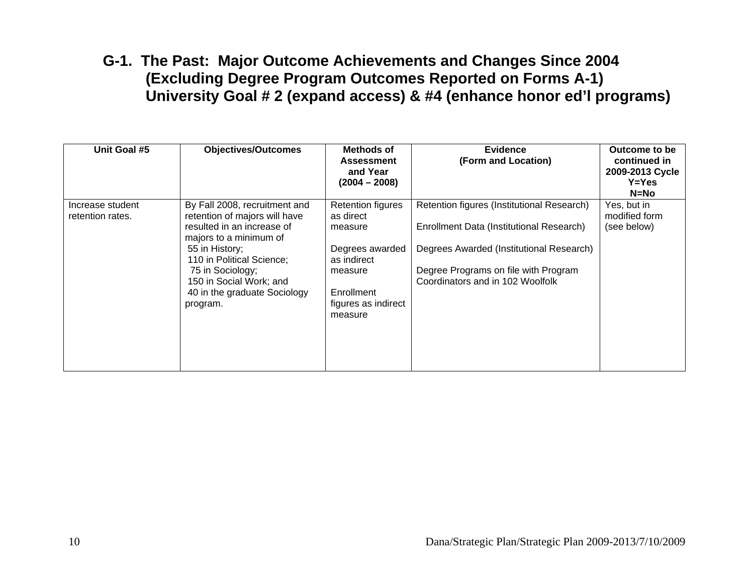## G-1. The Past: Major Outcome Achievements and Changes Since 2004 (Excluding Degree Program Outcomes Reported on Forms A-1) University Goal # 2 (expand access) & #4 (enhance honor ed'l programs)

| Unit Goal #5 | Objectives/Outcomes | Methods of Assessment and Year (2004 – 2008) | Evidence (Form and Location) | Outcome to be continued in 2009-2013 Cycle Y=Yes N=No |
|---|---|---|---|---|
| Increase student retention rates. | By Fall 2008, recruitment and retention of majors will have resulted in an increase of majors to a minimum of<br>55 in History;<br>110 in Political Science;<br>75 in Sociology;<br>150 in Social Work; and<br>40 in the graduate Sociology program. | Retention figures as direct measure<br><br>Degrees awarded as indirect measure<br><br>Enrollment figures as indirect measure | Retention figures (Institutional Research)<br><br>Enrollment Data (Institutional Research)<br><br>Degrees Awarded (Institutional Research)<br><br>Degree Programs on file with Program Coordinators and in 102 Woolfolk | Yes, but in modified form (see below) |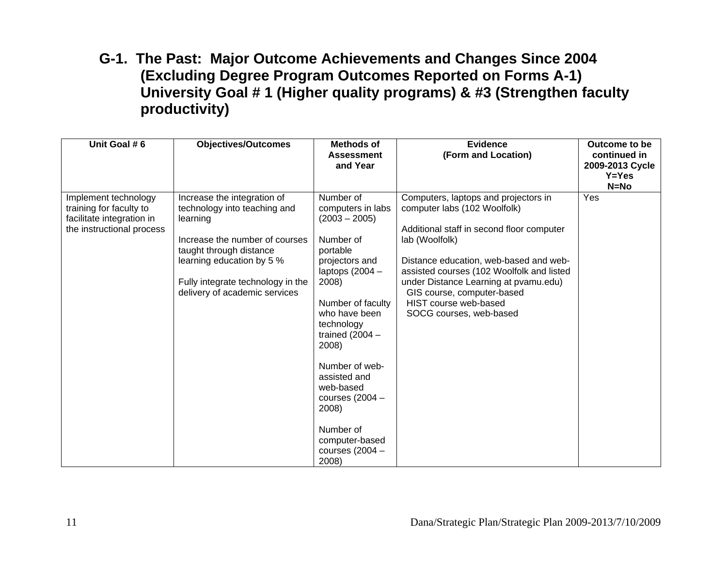## G-1. The Past: Major Outcome Achievements and Changes Since 2004 (Excluding Degree Program Outcomes Reported on Forms A-1) University Goal # 1 (Higher quality programs) & #3 (Strengthen faculty productivity)

| Unit Goal # 6 | Objectives/Outcomes | Methods of Assessment and Year | Evidence (Form and Location) | Outcome to be continued in 2009-2013 Cycle Y=Yes N=No |
|---|---|---|---|---|
| Implement technology training for faculty to facilitate integration in the instructional process | Increase the integration of technology into teaching and learning<br><br>Increase the number of courses taught through distance learning education by 5 %<br><br>Fully integrate technology in the delivery of academic services | Number of computers in labs (2003 – 2005)<br><br>Number of portable projectors and laptops (2004 – 2008)<br><br>Number of faculty who have been technology trained (2004 – 2008)<br><br>Number of web-assisted and web-based courses (2004 – 2008)<br><br>Number of computer-based courses (2004 – 2008) | Computers, laptops and projectors in computer labs (102 Woolfolk)<br><br>Additional staff in second floor computer lab (Woolfolk)<br><br>Distance education, web-based and web-assisted courses (102 Woolfolk and listed under Distance Learning at pvamu.edu)<br>GIS course, computer-based<br>HIST course web-based<br>SOCG courses, web-based | Yes |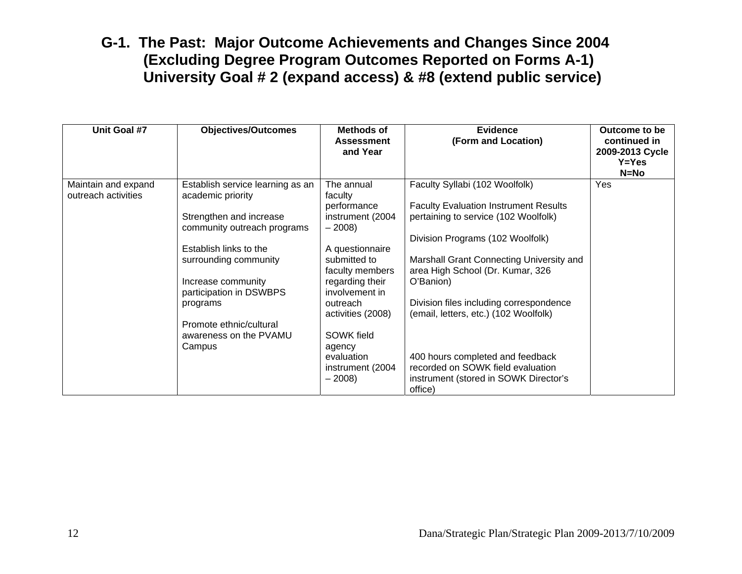# G-1. The Past: Major Outcome Achievements and Changes Since 2004 (Excluding Degree Program Outcomes Reported on Forms A-1) University Goal # 2 (expand access) & #8 (extend public service)

| Unit Goal #7 | Objectives/Outcomes | Methods of Assessment and Year | Evidence (Form and Location) | Outcome to be continued in 2009-2013 Cycle Y=Yes N=No |
|---|---|---|---|---|
| Maintain and expand outreach activities | Establish service learning as an academic priority<br><br>Strengthen and increase community outreach programs<br><br>Establish links to the surrounding community<br><br>Increase community participation in DSWBPS programs<br><br>Promote ethnic/cultural awareness on the PVAMU Campus | The annual faculty performance instrument (2004 – 2008)<br><br>A questionnaire submitted to faculty members regarding their involvement in outreach activities (2008)<br><br>SOWK field agency evaluation instrument (2004 – 2008) | Faculty Syllabi (102 Woolfolk)<br><br>Faculty Evaluation Instrument Results pertaining to service (102 Woolfolk)<br><br>Division Programs (102 Woolfolk)<br><br>Marshall Grant Connecting University and area High School (Dr. Kumar, 326 O'Banion)<br><br>Division files including correspondence (email, letters, etc.) (102 Woolfolk)<br><br>400 hours completed and feedback recorded on SOWK field evaluation instrument (stored in SOWK Director's office) | Yes |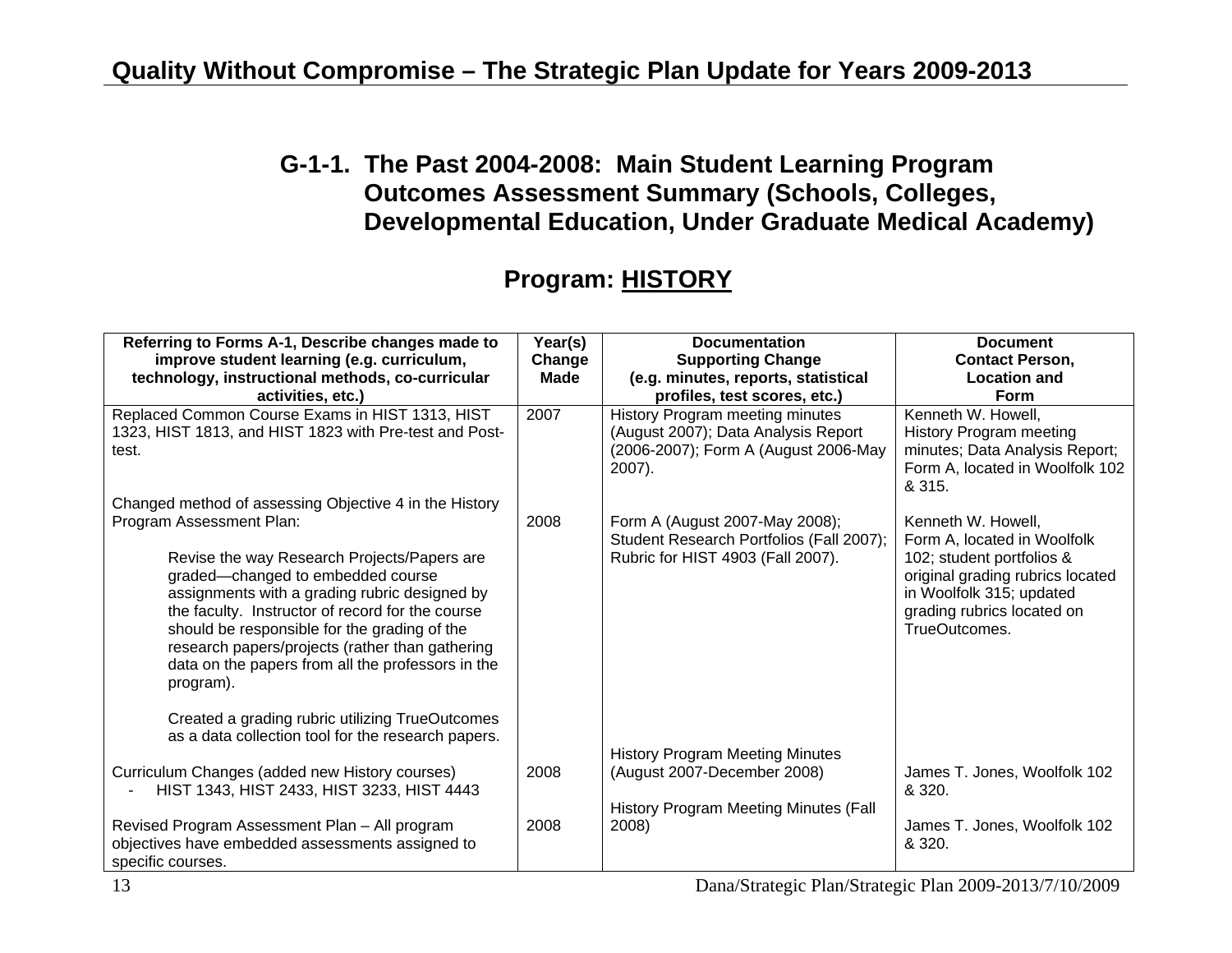## G-1-1. The Past 2004-2008: Main Student Learning Program Outcomes Assessment Summary (Schools, Colleges, Developmental Education, Under Graduate Medical Academy)

## Program: HISTORY

| Referring to Forms A-1, Describe changes made to improve student learning (e.g. curriculum, technology, instructional methods, co-curricular activities, etc.) | Year(s) Change Made | Documentation Supporting Change (e.g. minutes, reports, statistical profiles, test scores, etc.) | Document Contact Person, Location and Form |
|---|---|---|---|
| Replaced Common Course Exams in HIST 1313, HIST 1323, HIST 1813, and HIST 1823 with Pre-test and Post-test. | 2007 | History Program meeting minutes (August 2007); Data Analysis Report (2006-2007); Form A (August 2006-May 2007). | Kenneth W. Howell, History Program meeting minutes; Data Analysis Report; Form A, located in Woolfolk 102 & 315. |
| Changed method of assessing Objective 4 in the History Program Assessment Plan:<br><br>Revise the way Research Projects/Papers are graded—changed to embedded course assignments with a grading rubric designed by the faculty. Instructor of record for the course should be responsible for the grading of the research papers/projects (rather than gathering data on the papers from all the professors in the program).<br><br>Created a grading rubric utilizing TrueOutcomes as a data collection tool for the research papers. | 2008 | Form A (August 2007-May 2008); Student Research Portfolios (Fall 2007); Rubric for HIST 4903 (Fall 2007). | Kenneth W. Howell, Form A, located in Woolfolk 102; student portfolios & original grading rubrics located in Woolfolk 315; updated grading rubrics located on TrueOutcomes. |
| Curriculum Changes (added new History courses)<br>- HIST 1343, HIST 2433, HIST 3233, HIST 4443 | 2008 | History Program Meeting Minutes (August 2007-December 2008) | James T. Jones, Woolfolk 102 & 320. |
| Revised Program Assessment Plan – All program objectives have embedded assessments assigned to specific courses. | 2008 | History Program Meeting Minutes (Fall 2008) | James T. Jones, Woolfolk 102 & 320. |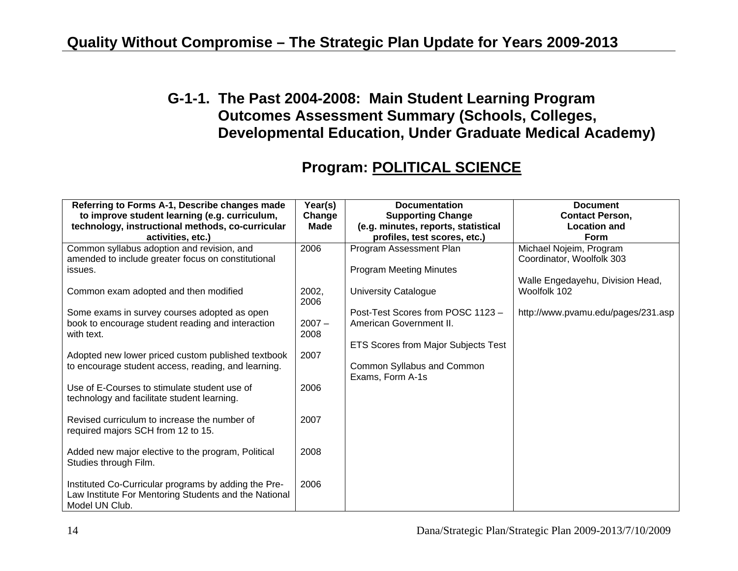## G-1-1. The Past 2004-2008: Main Student Learning Program Outcomes Assessment Summary (Schools, Colleges, Developmental Education, Under Graduate Medical Academy)

### Program: POLITICAL SCIENCE

| Referring to Forms A-1, Describe changes made to improve student learning (e.g. curriculum, technology, instructional methods, co-curricular activities, etc.) | Year(s) Change Made | Documentation Supporting Change (e.g. minutes, reports, statistical profiles, test scores, etc.) | Document Contact Person, Location and Form |
|---|---|---|---|
| Common syllabus adoption and revision, and amended to include greater focus on constitutional issues. | 2006 | Program Assessment Plan<br><br>Program Meeting Minutes | Michael Nojeim, Program Coordinator, Woolfolk 303<br><br>Walle Engedayehu, Division Head, Woolfolk 102 |
| Common exam adopted and then modified | 2002, 2006 | University Catalogue | |
| Some exams in survey courses adopted as open book to encourage student reading and interaction with text. | 2007 – 2008 | Post-Test Scores from POSC 1123 – American Government II.<br><br>ETS Scores from Major Subjects Test | http://www.pvamu.edu/pages/231.asp |
| Adopted new lower priced custom published textbook to encourage student access, reading, and learning. | 2007 | Common Syllabus and Common Exams, Form A-1s | |
| Use of E-Courses to stimulate student use of technology and facilitate student learning. | 2006 | | |
| Revised curriculum to increase the number of required majors SCH from 12 to 15. | 2007 | | |
| Added new major elective to the program, Political Studies through Film. | 2008 | | |
| Instituted Co-Curricular programs by adding the Pre-Law Institute For Mentoring Students and the National Model UN Club. | 2006 | | |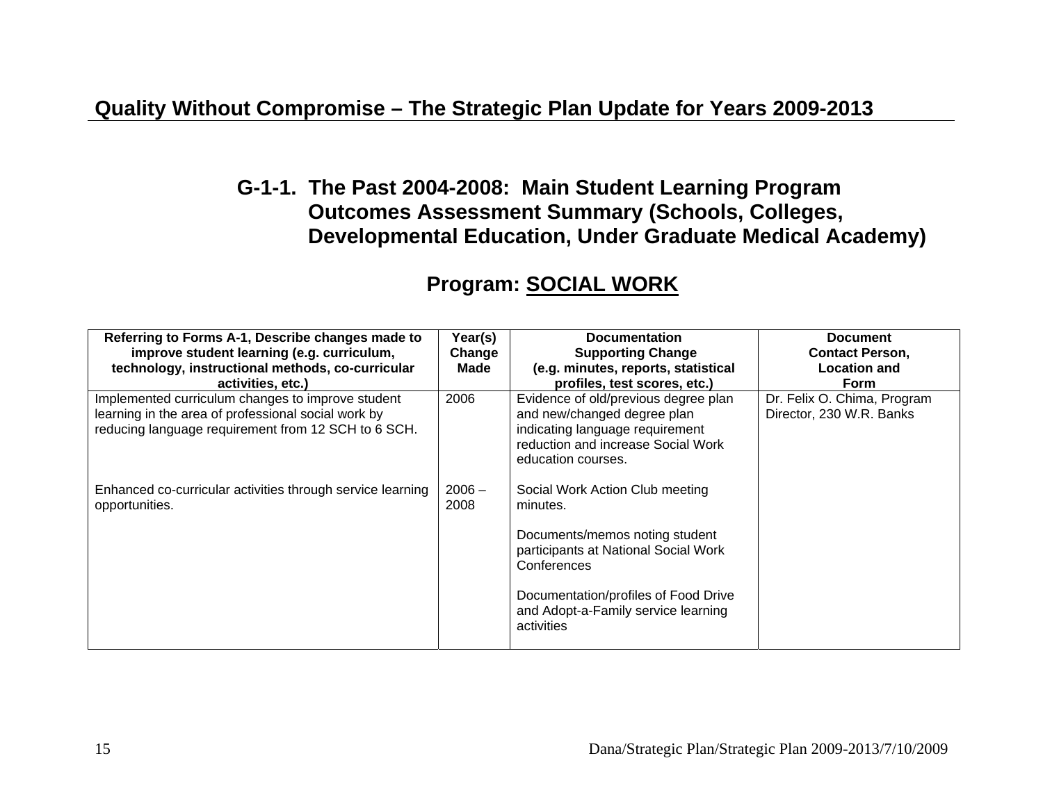## G-1-1. The Past 2004-2008: Main Student Learning Program Outcomes Assessment Summary (Schools, Colleges, Developmental Education, Under Graduate Medical Academy)

### Program: SOCIAL WORK

| Referring to Forms A-1, Describe changes made to improve student learning (e.g. curriculum, technology, instructional methods, co-curricular activities, etc.) | Year(s) Change Made | Documentation Supporting Change (e.g. minutes, reports, statistical profiles, test scores, etc.) | Document Contact Person, Location and Form |
|---|---|---|---|
| Implemented curriculum changes to improve student learning in the area of professional social work by reducing language requirement from 12 SCH to 6 SCH. | 2006 | Evidence of old/previous degree plan and new/changed degree plan indicating language requirement reduction and increase Social Work education courses. | Dr. Felix O. Chima, Program Director, 230 W.R. Banks |
| Enhanced co-curricular activities through service learning opportunities. | 2006 – 2008 | Social Work Action Club meeting minutes.<br><br>Documents/memos noting student participants at National Social Work Conferences<br><br>Documentation/profiles of Food Drive and Adopt-a-Family service learning activities | |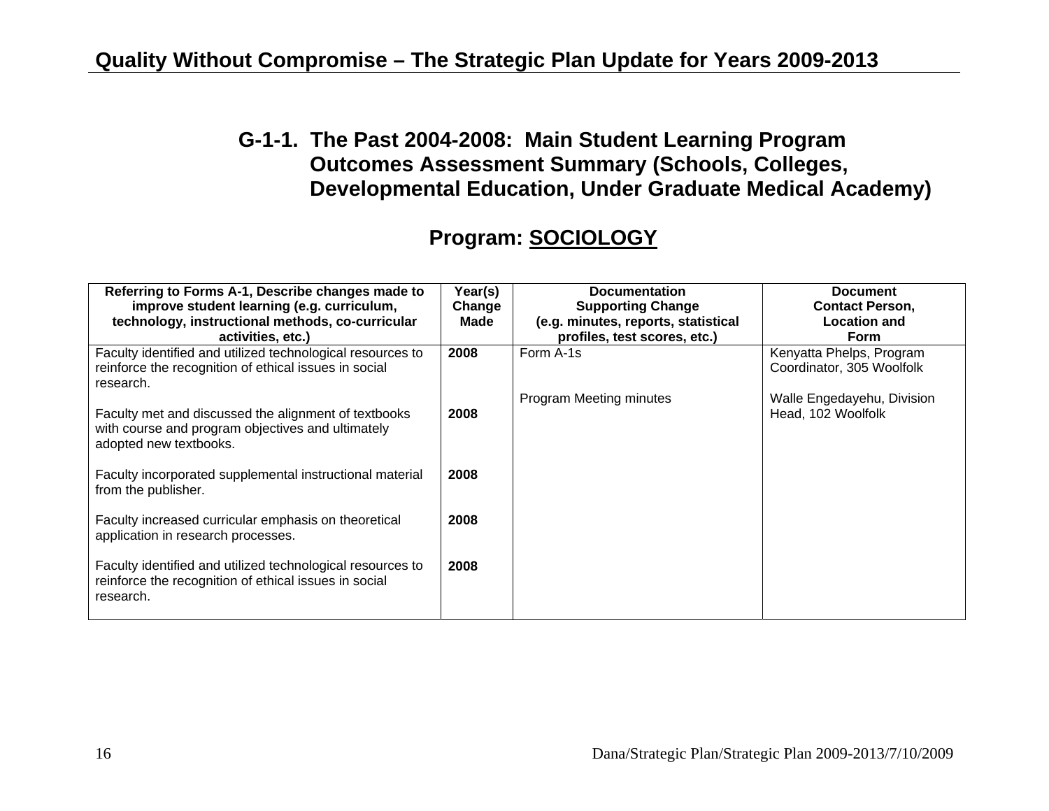## G-1-1. The Past 2004-2008: Main Student Learning Program Outcomes Assessment Summary (Schools, Colleges, Developmental Education, Under Graduate Medical Academy)

## Program: SOCIOLOGY

| Referring to Forms A-1, Describe changes made to improve student learning (e.g. curriculum, technology, instructional methods, co-curricular activities, etc.) | Year(s) Change Made | Documentation Supporting Change (e.g. minutes, reports, statistical profiles, test scores, etc.) | Document Contact Person, Location and Form |
|---|---|---|---|
| Faculty identified and utilized technological resources to reinforce the recognition of ethical issues in social research. | **2008** | Form A-1s | Kenyatta Phelps, Program Coordinator, 305 Woolfolk |
| Faculty met and discussed the alignment of textbooks with course and program objectives and ultimately adopted new textbooks. | **2008** | Program Meeting minutes | Walle Engedayehu, Division Head, 102 Woolfolk |
| Faculty incorporated supplemental instructional material from the publisher. | **2008** | | |
| Faculty increased curricular emphasis on theoretical application in research processes. | **2008** | | |
| Faculty identified and utilized technological resources to reinforce the recognition of ethical issues in social research. | **2008** | | |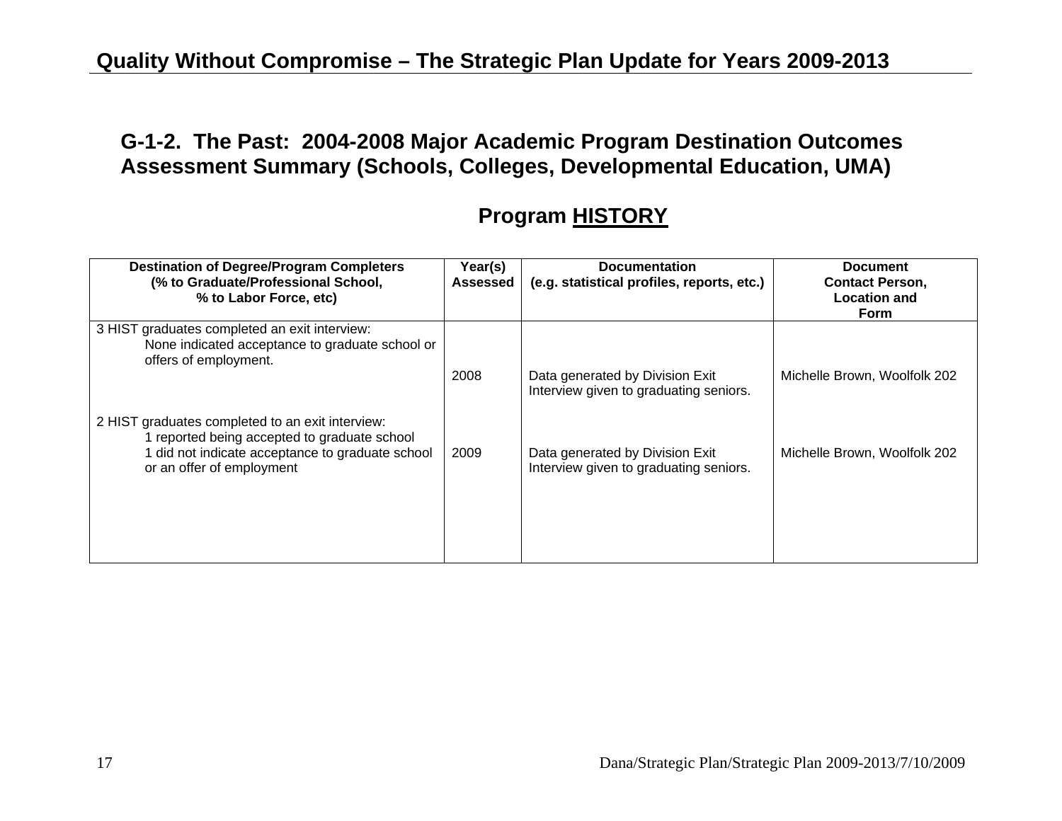## G-1-2. The Past: 2004-2008 Major Academic Program Destination Outcomes Assessment Summary (Schools, Colleges, Developmental Education, UMA)

### Program <u>HISTORY</u>

| Destination of Degree/Program Completers (% to Graduate/Professional School, % to Labor Force, etc) | Year(s) Assessed | Documentation (e.g. statistical profiles, reports, etc.) | Document Contact Person, Location and Form |
|---|---|---|---|
| 3 HIST graduates completed an exit interview: None indicated acceptance to graduate school or offers of employment. | 2008 | Data generated by Division Exit Interview given to graduating seniors. | Michelle Brown, Woolfolk 202 |
| 2 HIST graduates completed to an exit interview: 1 reported being accepted to graduate school 1 did not indicate acceptance to graduate school or an offer of employment | 2009 | Data generated by Division Exit Interview given to graduating seniors. | Michelle Brown, Woolfolk 202 |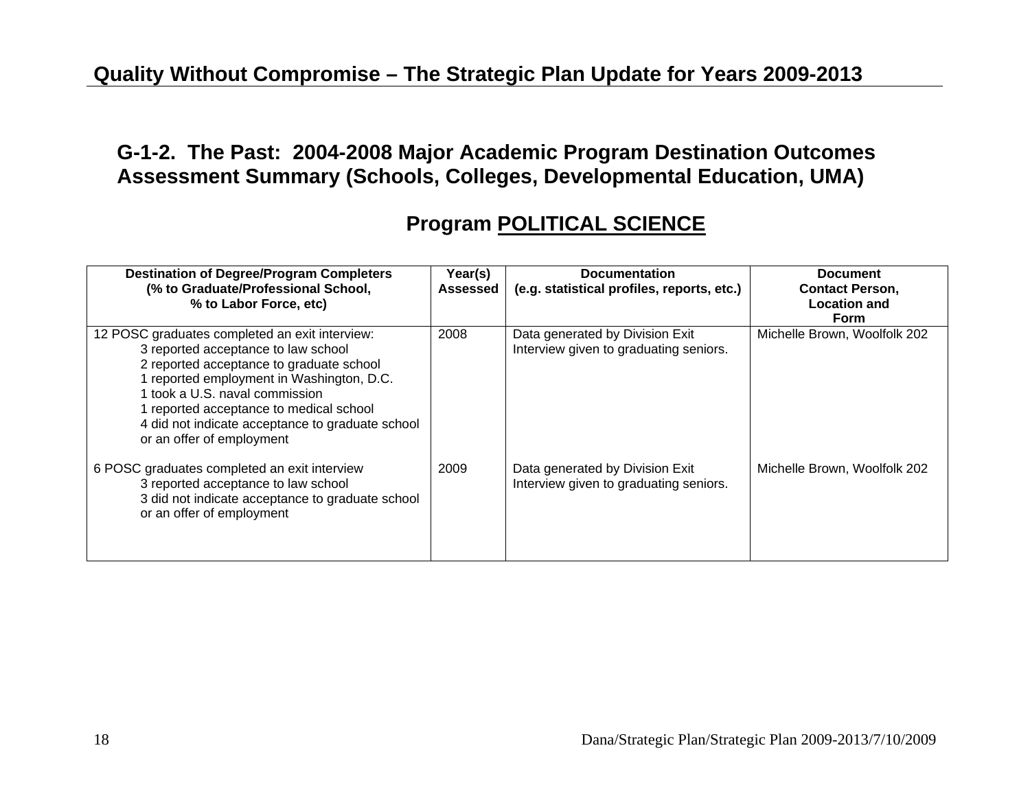## Quality Without Compromise – The Strategic Plan Update for Years 2009-2013

### G-1-2. The Past: 2004-2008 Major Academic Program Destination Outcomes Assessment Summary (Schools, Colleges, Developmental Education, UMA)

### Program POLITICAL SCIENCE

| Destination of Degree/Program Completers (% to Graduate/Professional School, % to Labor Force, etc) | Year(s) Assessed | Documentation (e.g. statistical profiles, reports, etc.) | Document Contact Person, Location and Form |
|---|---|---|---|
| 12 POSC graduates completed an exit interview:<br>3 reported acceptance to law school<br>2 reported acceptance to graduate school<br>1 reported employment in Washington, D.C.<br>1 took a U.S. naval commission<br>1 reported acceptance to medical school<br>4 did not indicate acceptance to graduate school or an offer of employment | 2008 | Data generated by Division Exit Interview given to graduating seniors. | Michelle Brown, Woolfolk 202 |
| 6 POSC graduates completed an exit interview<br>3 reported acceptance to law school<br>3 did not indicate acceptance to graduate school or an offer of employment | 2009 | Data generated by Division Exit Interview given to graduating seniors. | Michelle Brown, Woolfolk 202 |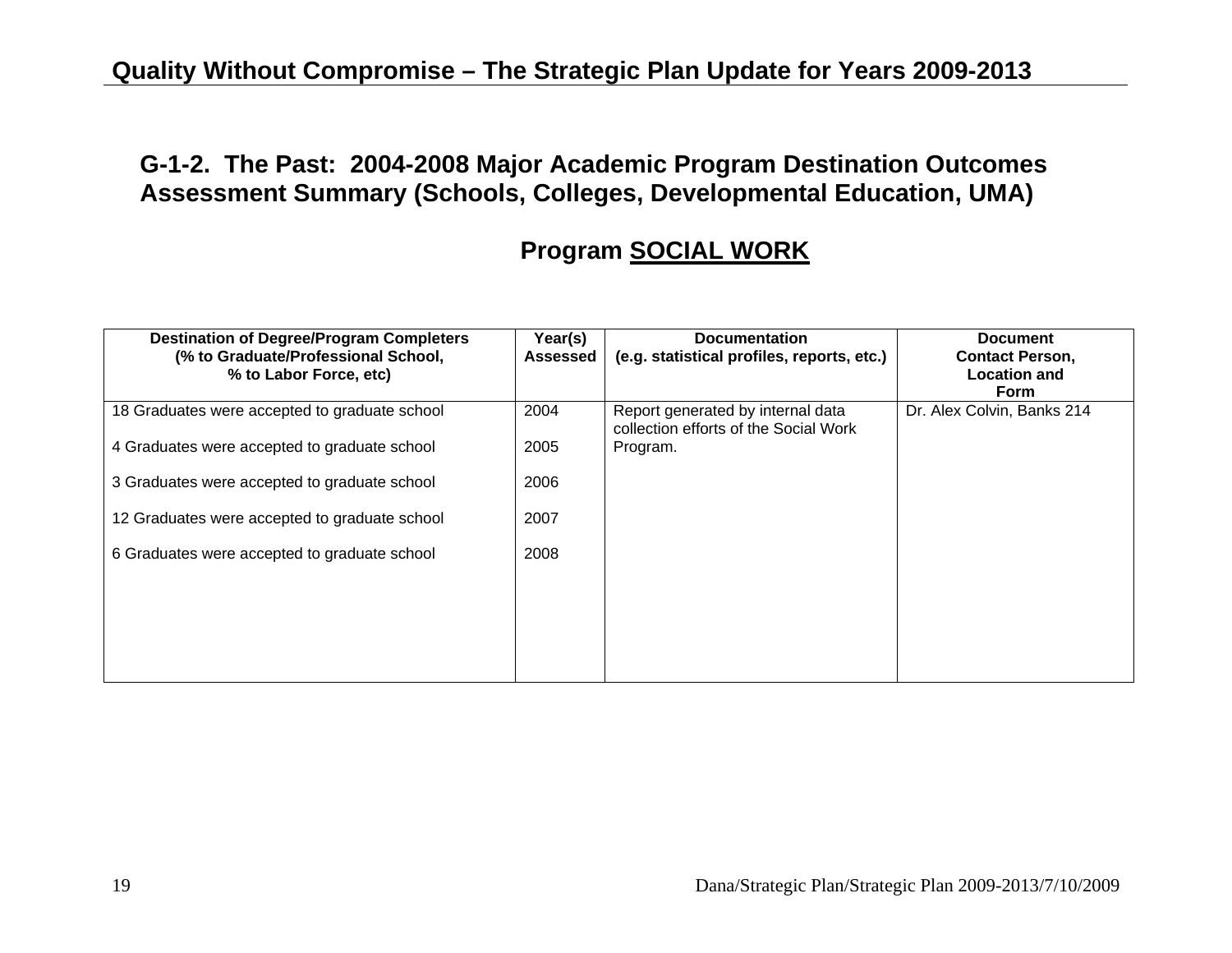## G-1-2. The Past: 2004-2008 Major Academic Program Destination Outcomes Assessment Summary (Schools, Colleges, Developmental Education, UMA)

### Program SOCIAL WORK

| Destination of Degree/Program Completers (% to Graduate/Professional School, % to Labor Force, etc) | Year(s) Assessed | Documentation (e.g. statistical profiles, reports, etc.) | Document Contact Person, Location and Form |
|---|---|---|---|
| 18 Graduates were accepted to graduate school | 2004 | Report generated by internal data collection efforts of the Social Work Program. | Dr. Alex Colvin, Banks 214 |
| 4 Graduates were accepted to graduate school | 2005 | | |
| 3 Graduates were accepted to graduate school | 2006 | | |
| 12 Graduates were accepted to graduate school | 2007 | | |
| 6 Graduates were accepted to graduate school | 2008 | | |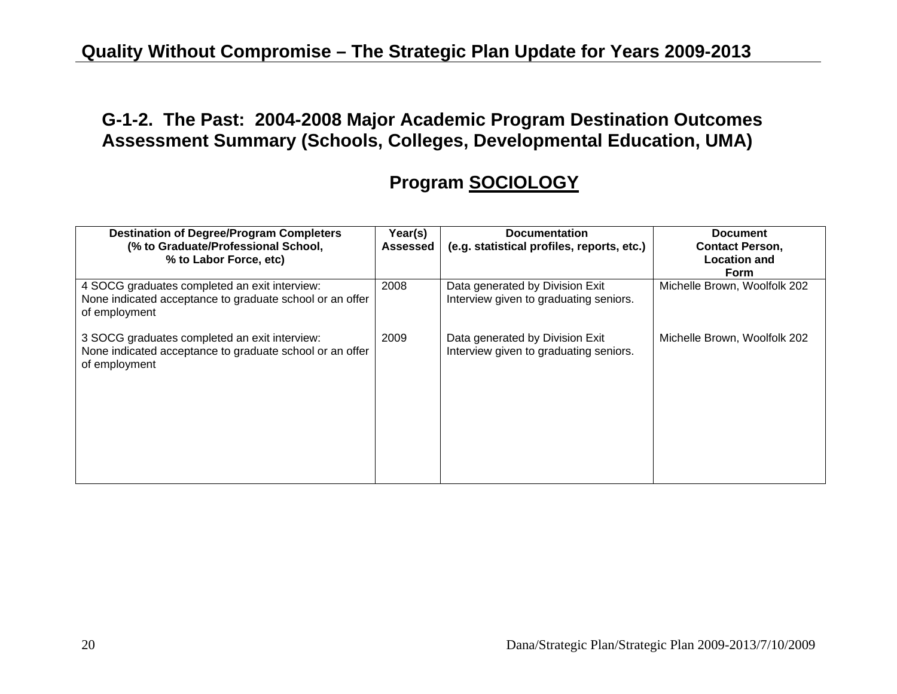## G-1-2. The Past: 2004-2008 Major Academic Program Destination Outcomes Assessment Summary (Schools, Colleges, Developmental Education, UMA)

### Program SOCIOLOGY

| Destination of Degree/Program Completers (% to Graduate/Professional School, % to Labor Force, etc) | Year(s) Assessed | Documentation (e.g. statistical profiles, reports, etc.) | Document Contact Person, Location and Form |
|---|---|---|---|
| 4 SOCG graduates completed an exit interview: None indicated acceptance to graduate school or an offer of employment | 2008 | Data generated by Division Exit Interview given to graduating seniors. | Michelle Brown, Woolfolk 202 |
| 3 SOCG graduates completed an exit interview: None indicated acceptance to graduate school or an offer of employment | 2009 | Data generated by Division Exit Interview given to graduating seniors. | Michelle Brown, Woolfolk 202 |

Dana/Strategic Plan/Strategic Plan 2009-2013/7/10/2009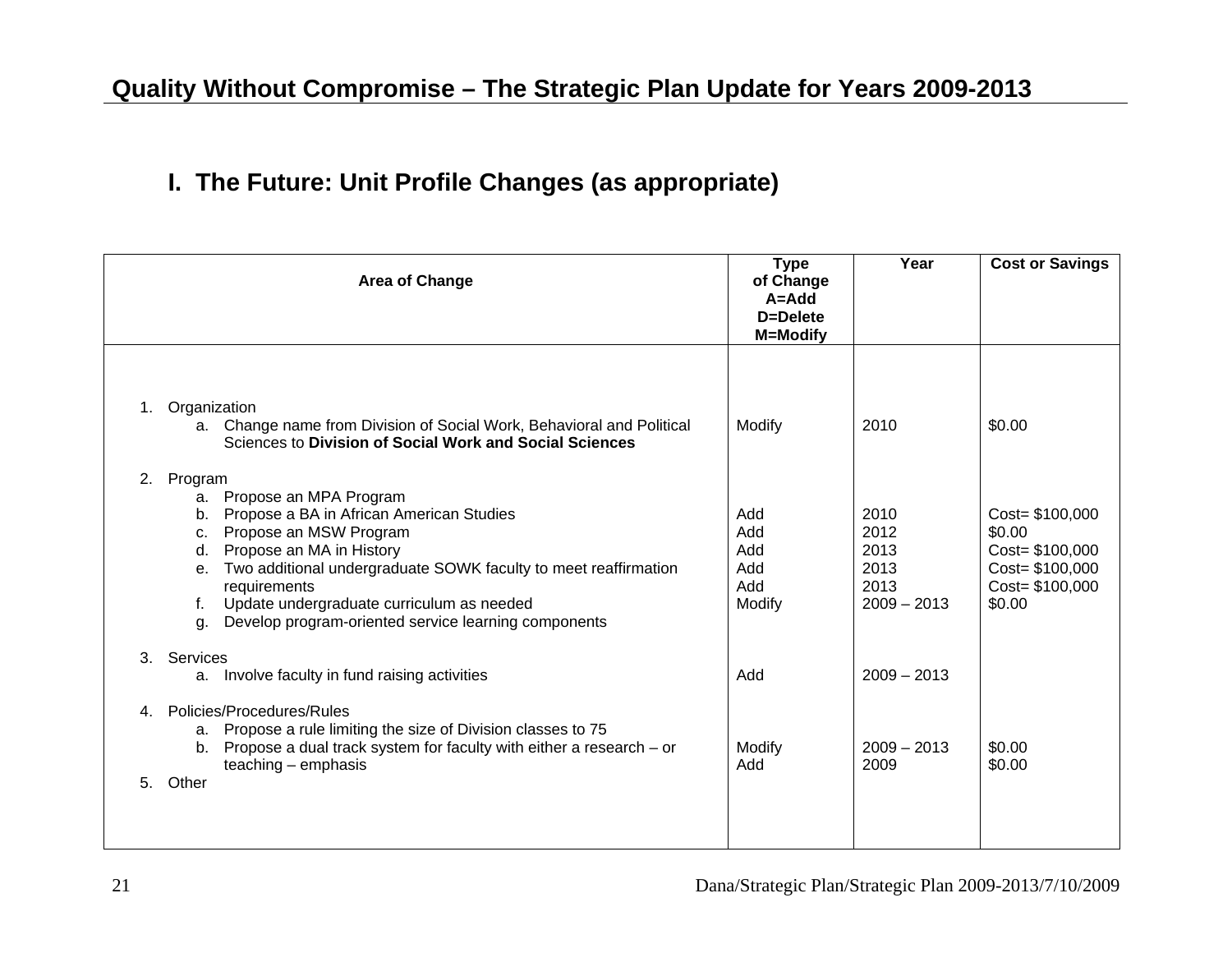# I. The Future: Unit Profile Changes (as appropriate)

| Area of Change | Type of Change A=Add D=Delete M=Modify | Year | Cost or Savings |
|---|---|---|---|
| 1. Organization | | | |
| a. Change name from Division of Social Work, Behavioral and Political Sciences to **Division of Social Work and Social Sciences** | Modify | 2010 | $0.00 |
| 2. Program | | | |
| a. Propose an MPA Program | | | |
| b. Propose a BA in African American Studies | Add | 2010 | Cost= $100,000 |
| c. Propose an MSW Program | Add | 2012 | $0.00 |
| d. Propose an MA in History | Add | 2013 | Cost= $100,000 |
| e. Two additional undergraduate SOWK faculty to meet reaffirmation | Add | 2013 | Cost= $100,000 |
| requirements | Add | 2013 | Cost= $100,000 |
| f. Update undergraduate curriculum as needed | Modify | 2009 – 2013 | $0.00 |
| g. Develop program-oriented service learning components | | | |
| 3. Services | | | |
| a. Involve faculty in fund raising activities | Add | 2009 – 2013 | |
| 4. Policies/Procedures/Rules | | | |
| a. Propose a rule limiting the size of Division classes to 75 | | | |
| b. Propose a dual track system for faculty with either a research – or | Modify | 2009 – 2013 | $0.00 |
| teaching – emphasis | Add | 2009 | $0.00 |
| 5. Other | | | |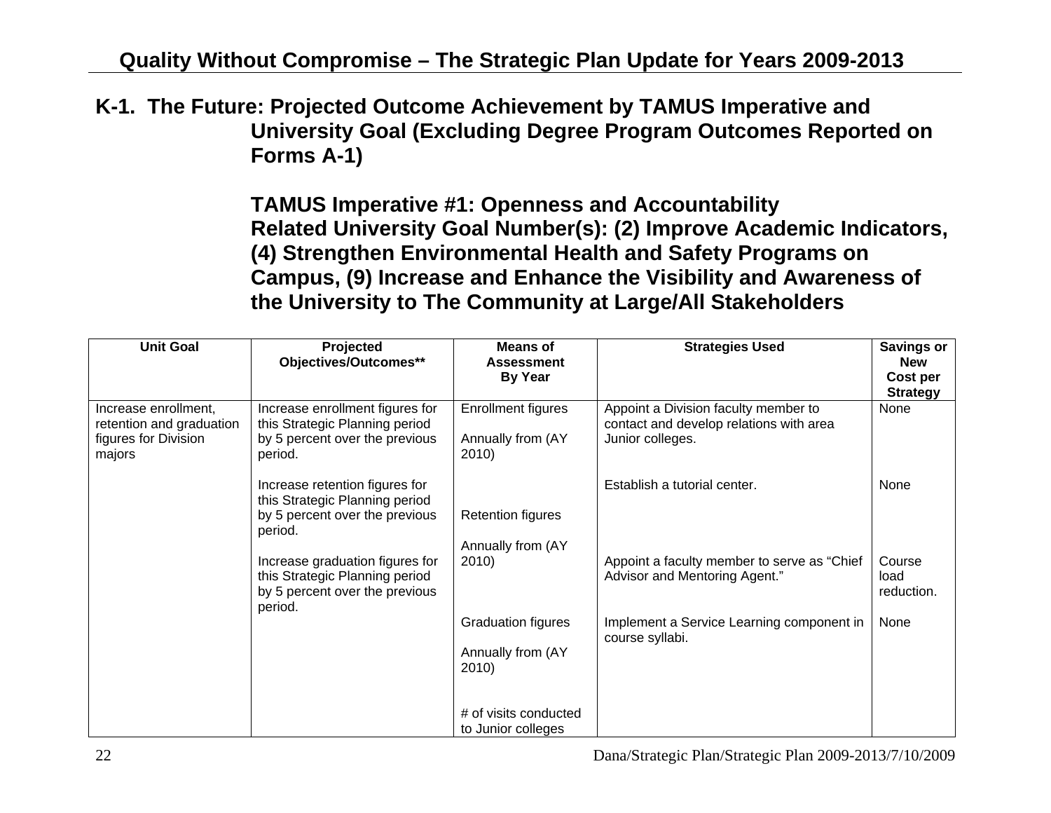## K-1. The Future: Projected Outcome Achievement by TAMUS Imperative and University Goal (Excluding Degree Program Outcomes Reported on Forms A-1)

### TAMUS Imperative #1: Openness and Accountability
### Related University Goal Number(s): (2) Improve Academic Indicators, (4) Strengthen Environmental Health and Safety Programs on Campus, (9) Increase and Enhance the Visibility and Awareness of the University to The Community at Large/All Stakeholders

| Unit Goal | Projected Objectives/Outcomes** | Means of Assessment By Year | Strategies Used | Savings or New Cost per Strategy |
|---|---|---|---|---|
| Increase enrollment, retention and graduation figures for Division majors | Increase enrollment figures for this Strategic Planning period by 5 percent over the previous period. | Enrollment figures<br><br>Annually from (AY 2010) | Appoint a Division faculty member to contact and develop relations with area Junior colleges. | None |
| | Increase retention figures for this Strategic Planning period by 5 percent over the previous period. | Retention figures<br><br>Annually from (AY 2010) | Establish a tutorial center. | None |
| | Increase graduation figures for this Strategic Planning period by 5 percent over the previous period. | | Appoint a faculty member to serve as "Chief Advisor and Mentoring Agent." | Course load reduction. |
| | | Graduation figures<br><br>Annually from (AY 2010)<br><br># of visits conducted to Junior colleges | Implement a Service Learning component in course syllabi. | None |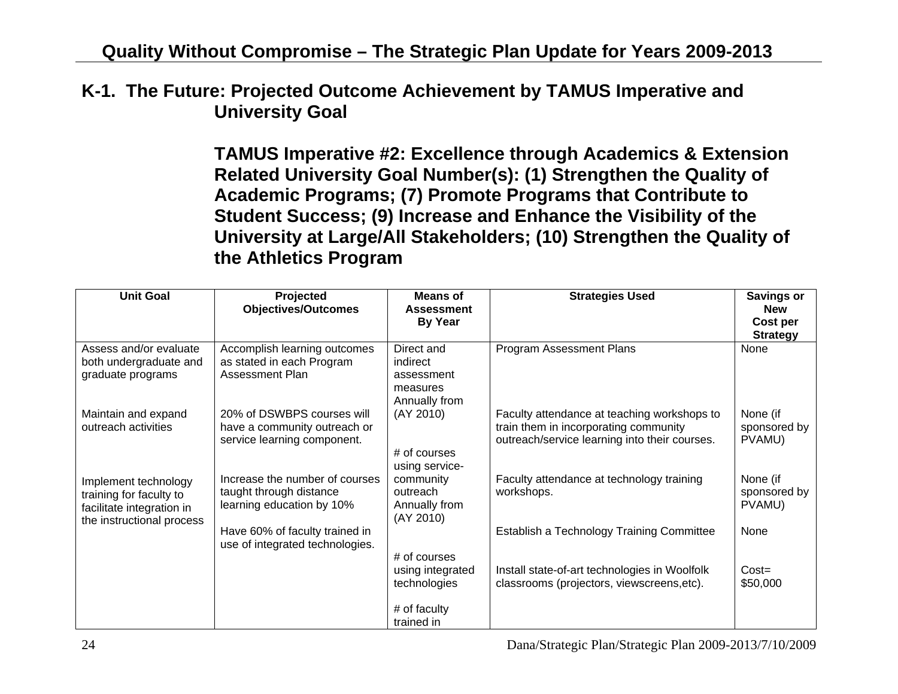## K-1. The Future: Projected Outcome Achievement by TAMUS Imperative and University Goal

**TAMUS Imperative #2: Excellence through Academics & Extension**
**Related University Goal Number(s): (1) Strengthen the Quality of Academic Programs; (7) Promote Programs that Contribute to Student Success; (9) Increase and Enhance the Visibility of the University at Large/All Stakeholders; (10) Strengthen the Quality of the Athletics Program**

| Unit Goal | Projected Objectives/Outcomes | Means of Assessment By Year | Strategies Used | Savings or New Cost per Strategy |
|---|---|---|---|---|
| Assess and/or evaluate both undergraduate and graduate programs | Accomplish learning outcomes as stated in each Program Assessment Plan | Direct and indirect assessment measures Annually from (AY 2010) | Program Assessment Plans | None |
| Maintain and expand outreach activities | 20% of DSWBPS courses will have a community outreach or service learning component. | # of courses using service-community outreach Annually from (AY 2010) | Faculty attendance at teaching workshops to train them in incorporating community outreach/service learning into their courses. | None (if sponsored by PVAMU) |
| Implement technology training for faculty to facilitate integration in the instructional process | Increase the number of courses taught through distance learning education by 10% | | Faculty attendance at technology training workshops. | None (if sponsored by PVAMU) |
| | Have 60% of faculty trained in use of integrated technologies. | # of courses using integrated technologies | Establish a Technology Training Committee | None |
| | | # of faculty trained in | Install state-of-art technologies in Woolfolk classrooms (projectors, viewscreens,etc). | Cost= \$50,000 |

Dana/Strategic Plan/Strategic Plan 2009-2013/7/10/2009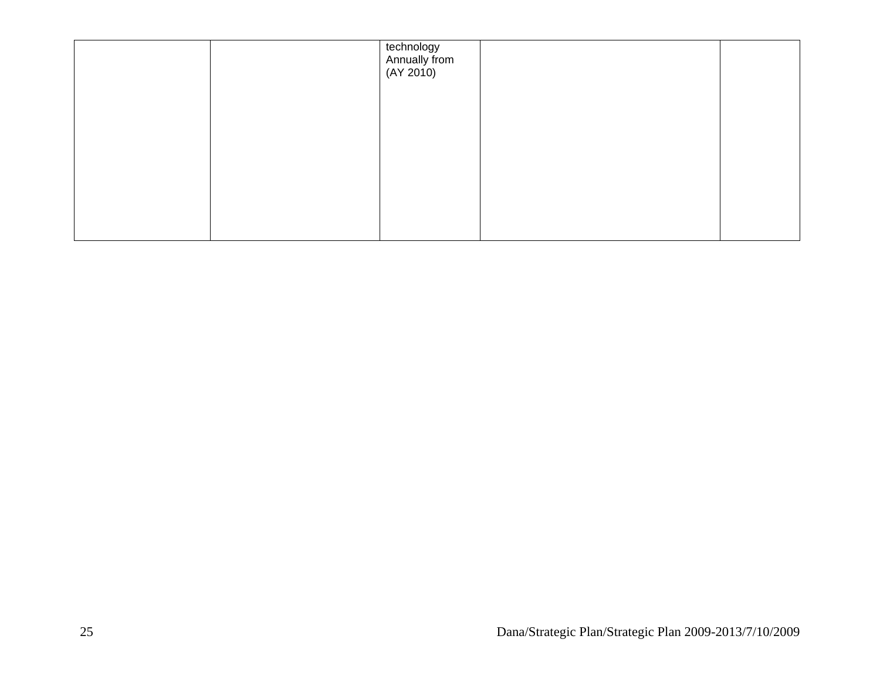| | | | | |
|---|---|---|---|---|
| | | technology Annually from (AY 2010) | | |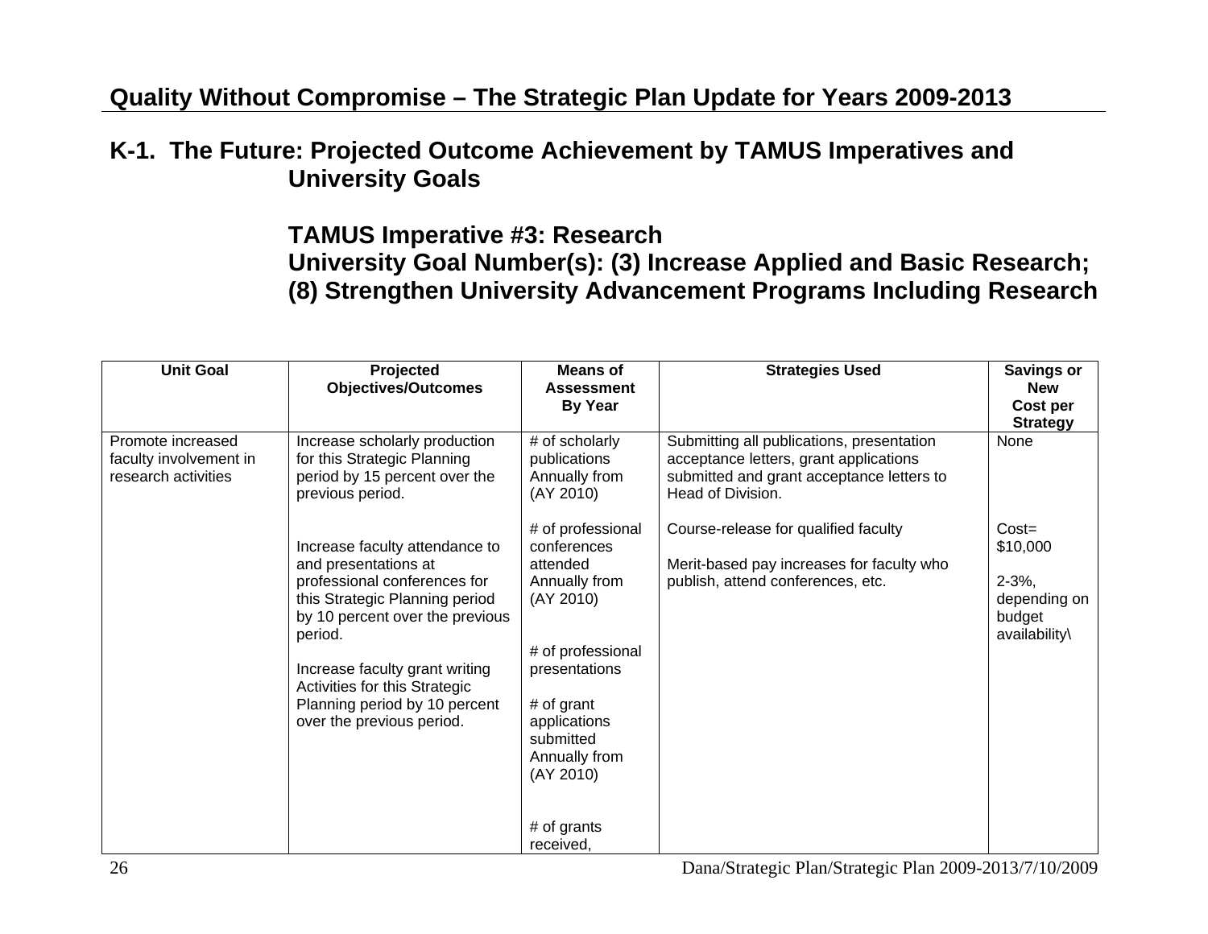## Quality Without Compromise – The Strategic Plan Update for Years 2009-2013

## K-1. The Future: Projected Outcome Achievement by TAMUS Imperatives and University Goals

### TAMUS Imperative #3: Research

### University Goal Number(s): (3) Increase Applied and Basic Research; (8) Strengthen University Advancement Programs Including Research

| Unit Goal | Projected Objectives/Outcomes | Means of Assessment By Year | Strategies Used | Savings or New Cost per Strategy |
|---|---|---|---|---|
| Promote increased faculty involvement in research activities | Increase scholarly production for this Strategic Planning period by 15 percent over the previous period.<br><br>Increase faculty attendance to and presentations at professional conferences for this Strategic Planning period by 10 percent over the previous period.<br><br>Increase faculty grant writing Activities for this Strategic Planning period by 10 percent over the previous period. | # of scholarly publications Annually from (AY 2010)<br><br># of professional conferences attended Annually from (AY 2010)<br><br># of professional presentations<br><br># of grant applications submitted Annually from (AY 2010)<br><br># of grants received, | Submitting all publications, presentation acceptance letters, grant applications submitted and grant acceptance letters to Head of Division.<br><br>Course-release for qualified faculty<br><br>Merit-based pay increases for faculty who publish, attend conferences, etc. | None<br><br>Cost= $10,000<br><br>2-3%, depending on budget availability\ |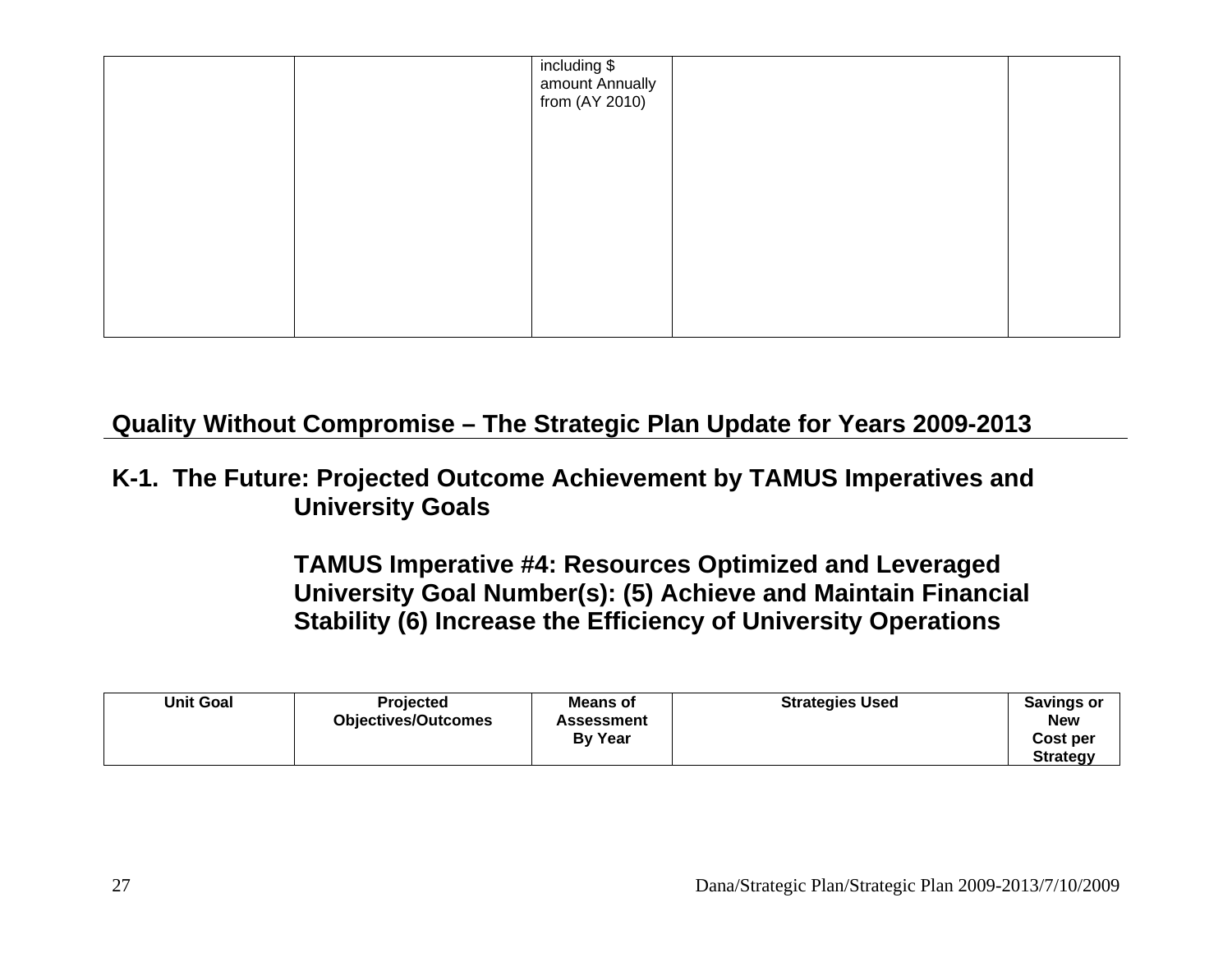| | | including $ amount Annually from (AY 2010) | | |
|---|---|---|---|---|

## Quality Without Compromise – The Strategic Plan Update for Years 2009-2013

### K-1. The Future: Projected Outcome Achievement by TAMUS Imperatives and University Goals

### TAMUS Imperative #4: Resources Optimized and Leveraged University Goal Number(s): (5) Achieve and Maintain Financial Stability (6) Increase the Efficiency of University Operations

| Unit Goal | Projected Objectives/Outcomes | Means of Assessment By Year | Strategies Used | Savings or New Cost per Strategy |
|---|---|---|---|---|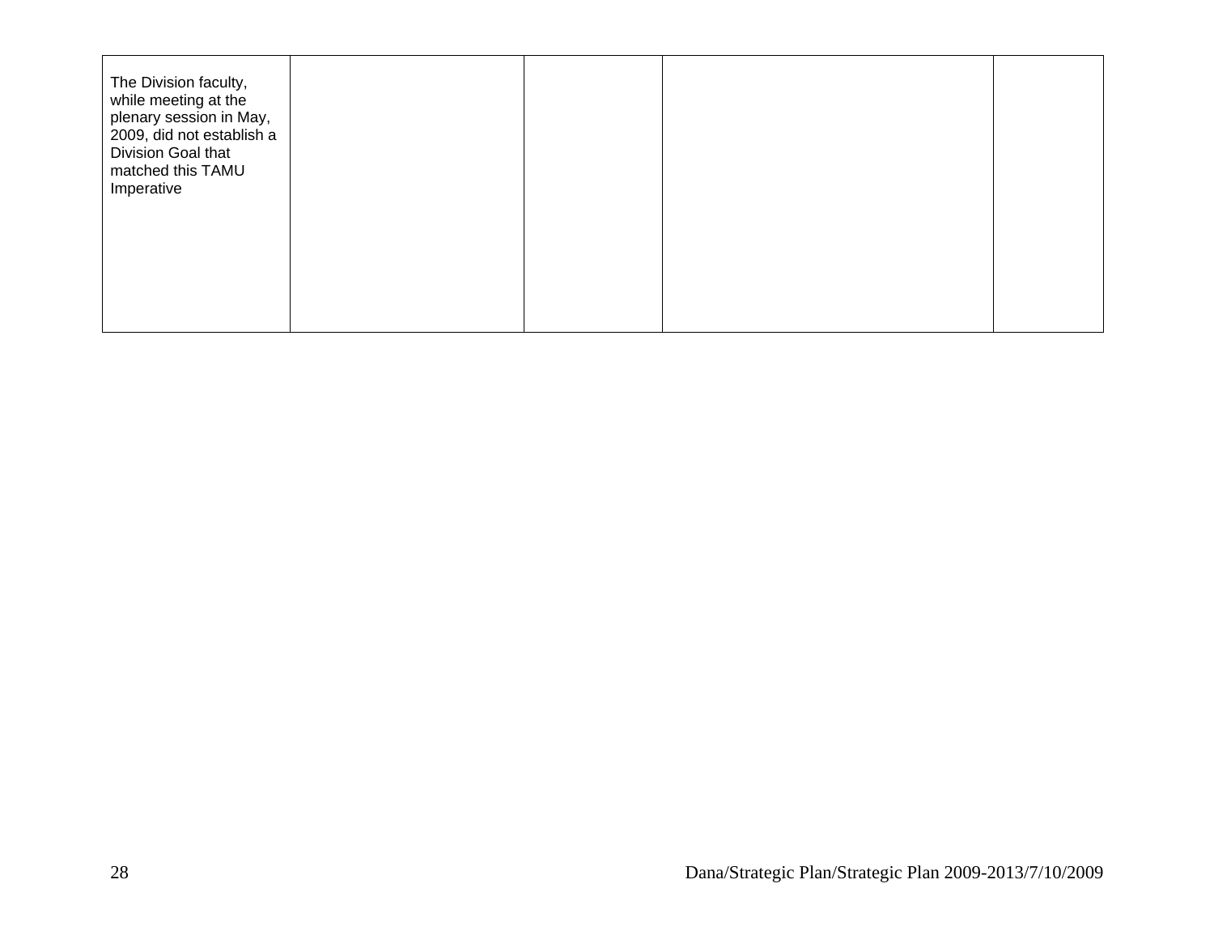| | | | | |
|---|---|---|---|---|
| The Division faculty, while meeting at the plenary session in May, 2009, did not establish a Division Goal that matched this TAMU Imperative | | | | |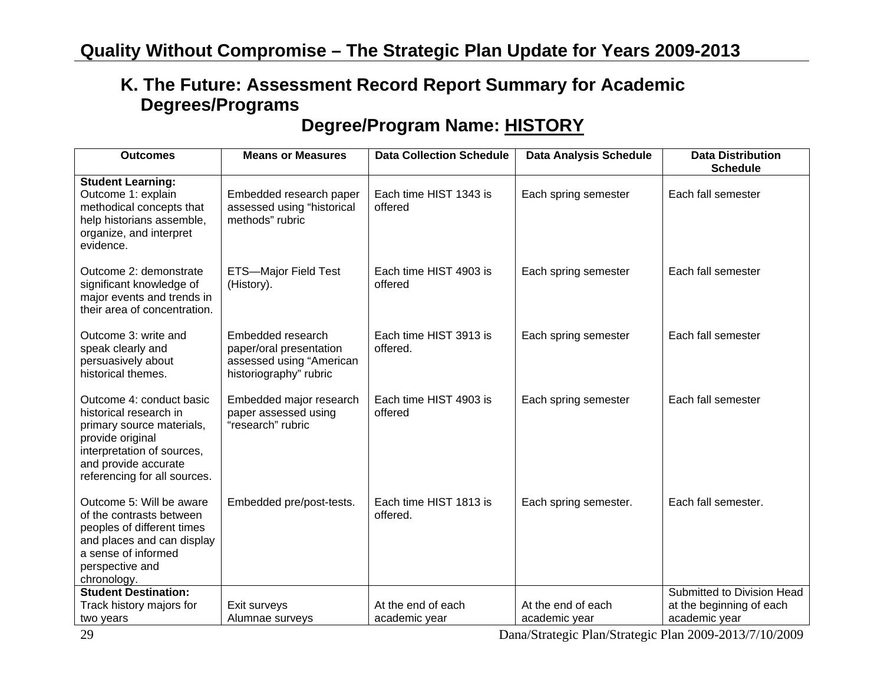## K. The Future: Assessment Record Report Summary for Academic Degrees/Programs

### Degree/Program Name: HISTORY

| Outcomes | Means or Measures | Data Collection Schedule | Data Analysis Schedule | Data Distribution Schedule |
|---|---|---|---|---|
| **Student Learning:** Outcome 1: explain methodical concepts that help historians assemble, organize, and interpret evidence. | Embedded research paper assessed using "historical methods" rubric | Each time HIST 1343 is offered | Each spring semester | Each fall semester |
| Outcome 2: demonstrate significant knowledge of major events and trends in their area of concentration. | ETS—Major Field Test (History). | Each time HIST 4903 is offered | Each spring semester | Each fall semester |
| Outcome 3: write and speak clearly and persuasively about historical themes. | Embedded research paper/oral presentation assessed using "American historiography" rubric | Each time HIST 3913 is offered. | Each spring semester | Each fall semester |
| Outcome 4: conduct basic historical research in primary source materials, provide original interpretation of sources, and provide accurate referencing for all sources. | Embedded major research paper assessed using "research" rubric | Each time HIST 4903 is offered | Each spring semester | Each fall semester |
| Outcome 5: Will be aware of the contrasts between peoples of different times and places and can display a sense of informed perspective and chronology. | Embedded pre/post-tests. | Each time HIST 1813 is offered. | Each spring semester. | Each fall semester. |
| **Student Destination:** Track history majors for two years | Exit surveys Alumnae surveys | At the end of each academic year | At the end of each academic year | Submitted to Division Head at the beginning of each academic year |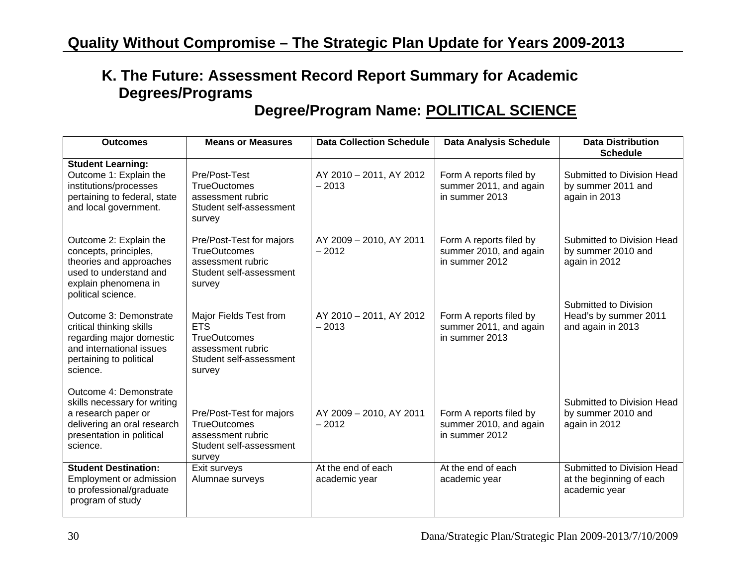## K. The Future: Assessment Record Report Summary for Academic Degrees/Programs

### Degree/Program Name: POLITICAL SCIENCE

| Outcomes | Means or Measures | Data Collection Schedule | Data Analysis Schedule | Data Distribution Schedule |
|---|---|---|---|---|
| **Student Learning:**<br>Outcome 1: Explain the institutions/processes pertaining to federal, state and local government. | Pre/Post-Test<br>TrueOuctomes assessment rubric<br>Student self-assessment survey | AY 2010 – 2011, AY 2012 – 2013 | Form A reports filed by summer 2011, and again in summer 2013 | Submitted to Division Head by summer 2011 and again in 2013 |
| Outcome 2: Explain the concepts, principles, theories and approaches used to understand and explain phenomena in political science. | Pre/Post-Test for majors<br>TrueOutcomes assessment rubric<br>Student self-assessment survey | AY 2009 – 2010, AY 2011 – 2012 | Form A reports filed by summer 2010, and again in summer 2012 | Submitted to Division Head by summer 2010 and again in 2012 |
| Outcome 3: Demonstrate critical thinking skills regarding major domestic and international issues pertaining to political science. | Major Fields Test from ETS<br>TrueOutcomes assessment rubric<br>Student self-assessment survey | AY 2010 – 2011, AY 2012 – 2013 | Form A reports filed by summer 2011, and again in summer 2013 | Submitted to Division Head's by summer 2011 and again in 2013 |
| Outcome 4: Demonstrate skills necessary for writing a research paper or delivering an oral research presentation in political science. | Pre/Post-Test for majors<br>TrueOutcomes assessment rubric<br>Student self-assessment survey | AY 2009 – 2010, AY 2011 – 2012 | Form A reports filed by summer 2010, and again in summer 2012 | Submitted to Division Head by summer 2010 and again in 2012 |
| **Student Destination:**<br>Employment or admission to professional/graduate program of study | Exit surveys<br>Alumnae surveys | At the end of each academic year | At the end of each academic year | Submitted to Division Head at the beginning of each academic year |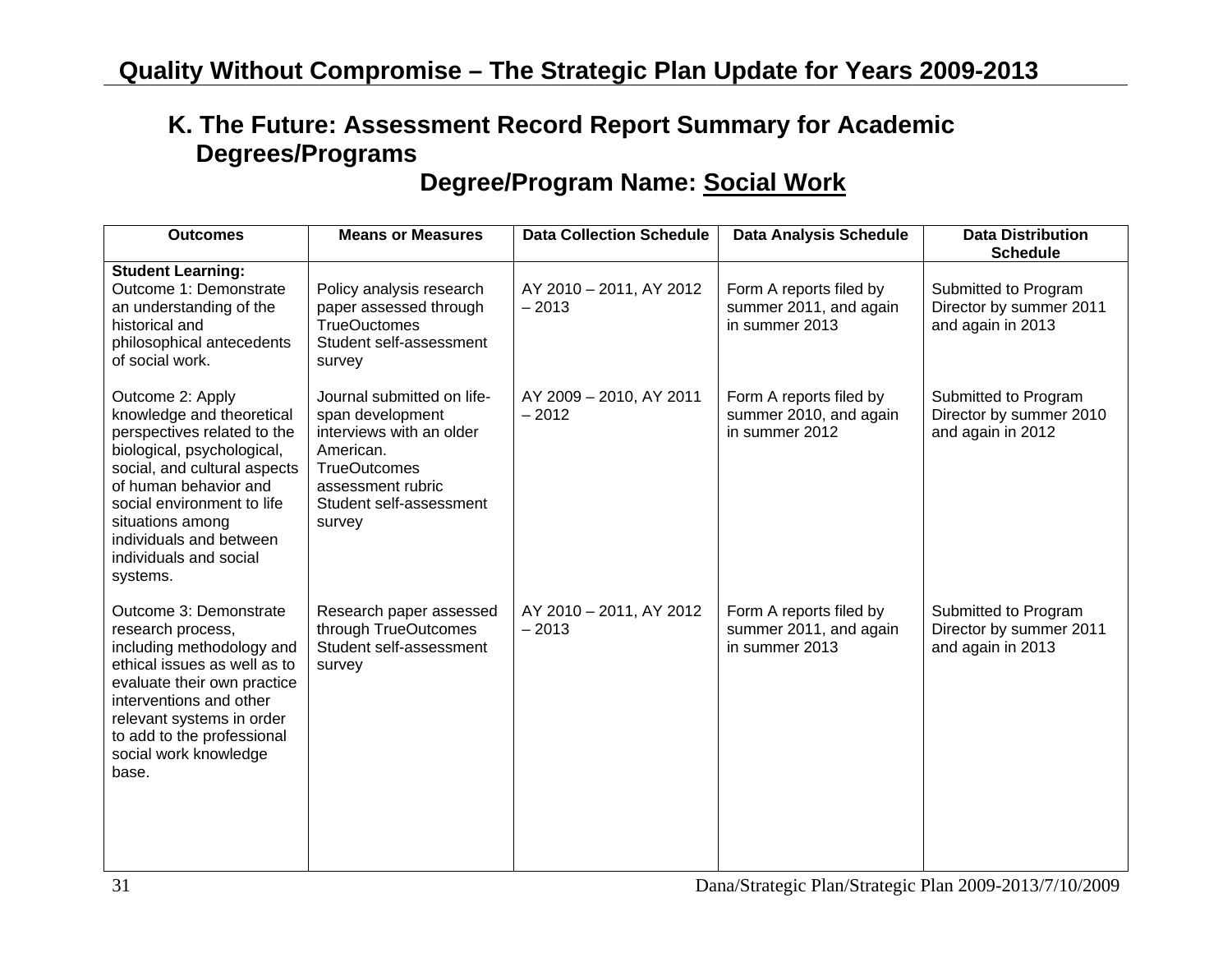### K. The Future: Assessment Record Report Summary for Academic Degrees/Programs

**Degree/Program Name: Social Work**

| Outcomes | Means or Measures | Data Collection Schedule | Data Analysis Schedule | Data Distribution Schedule |
|---|---|---|---|---|
| **Student Learning:** Outcome 1: Demonstrate an understanding of the historical and philosophical antecedents of social work. | Policy analysis research paper assessed through TrueOuctomes Student self-assessment survey | AY 2010 – 2011, AY 2012 – 2013 | Form A reports filed by summer 2011, and again in summer 2013 | Submitted to Program Director by summer 2011 and again in 2013 |
| Outcome 2: Apply knowledge and theoretical perspectives related to the biological, psychological, social, and cultural aspects of human behavior and social environment to life situations among individuals and between individuals and social systems. | Journal submitted on life-span development interviews with an older American. TrueOutcomes assessment rubric Student self-assessment survey | AY 2009 – 2010, AY 2011 – 2012 | Form A reports filed by summer 2010, and again in summer 2012 | Submitted to Program Director by summer 2010 and again in 2012 |
| Outcome 3: Demonstrate research process, including methodology and ethical issues as well as to evaluate their own practice interventions and other relevant systems in order to add to the professional social work knowledge base. | Research paper assessed through TrueOutcomes Student self-assessment survey | AY 2010 – 2011, AY 2012 – 2013 | Form A reports filed by summer 2011, and again in summer 2013 | Submitted to Program Director by summer 2011 and again in 2013 |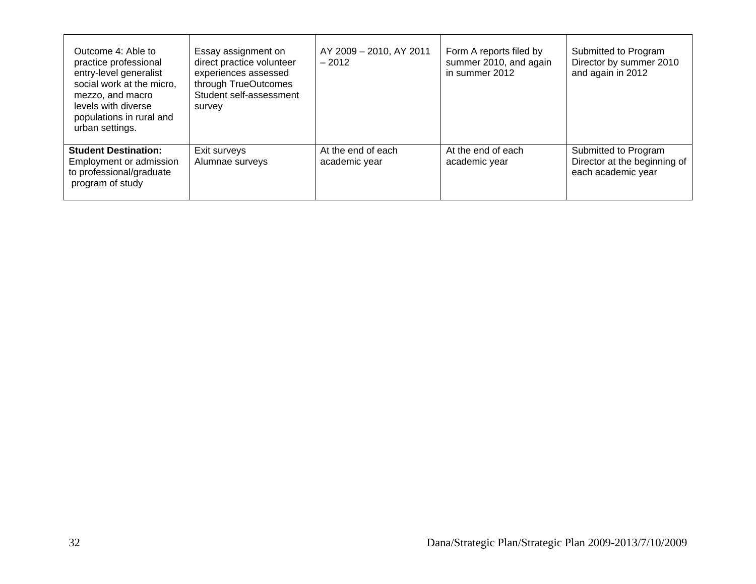| Outcome 4: Able to practice professional entry-level generalist social work at the micro, mezzo, and macro levels with diverse populations in rural and urban settings. | Essay assignment on direct practice volunteer experiences assessed through TrueOutcomes Student self-assessment survey | AY 2009 – 2010, AY 2011 – 2012 | Form A reports filed by summer 2010, and again in summer 2012 | Submitted to Program Director by summer 2010 and again in 2012 |
|---|---|---|---|---|
| **Student Destination:** Employment or admission to professional/graduate program of study | Exit surveys<br>Alumnae surveys | At the end of each academic year | At the end of each academic year | Submitted to Program Director at the beginning of each academic year |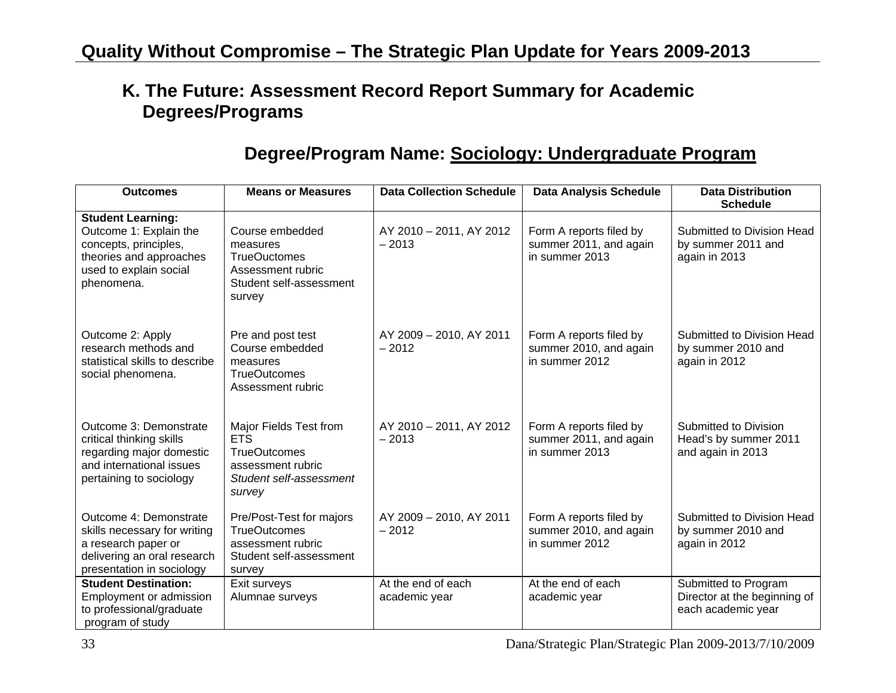# Quality Without Compromise – The Strategic Plan Update for Years 2009-2013

## K. The Future: Assessment Record Report Summary for Academic Degrees/Programs

### Degree/Program Name: Sociology: Undergraduate Program

| Outcomes | Means or Measures | Data Collection Schedule | Data Analysis Schedule | Data Distribution Schedule |
|---|---|---|---|---|
| **Student Learning:** Outcome 1: Explain the concepts, principles, theories and approaches used to explain social phenomena. | Course embedded measures TrueOuctomes Assessment rubric Student self-assessment survey | AY 2010 – 2011, AY 2012 – 2013 | Form A reports filed by summer 2011, and again in summer 2013 | Submitted to Division Head by summer 2011 and again in 2013 |
| Outcome 2: Apply research methods and statistical skills to describe social phenomena. | Pre and post test Course embedded measures TrueOutcomes Assessment rubric | AY 2009 – 2010, AY 2011 – 2012 | Form A reports filed by summer 2010, and again in summer 2012 | Submitted to Division Head by summer 2010 and again in 2012 |
| Outcome 3: Demonstrate critical thinking skills regarding major domestic and international issues pertaining to sociology | Major Fields Test from ETS TrueOutcomes assessment rubric *Student self-assessment survey* | AY 2010 – 2011, AY 2012 – 2013 | Form A reports filed by summer 2011, and again in summer 2013 | Submitted to Division Head's by summer 2011 and again in 2013 |
| Outcome 4: Demonstrate skills necessary for writing a research paper or delivering an oral research presentation in sociology | Pre/Post-Test for majors TrueOutcomes assessment rubric Student self-assessment survey | AY 2009 – 2010, AY 2011 – 2012 | Form A reports filed by summer 2010, and again in summer 2012 | Submitted to Division Head by summer 2010 and again in 2012 |
| **Student Destination:** Employment or admission to professional/graduate program of study | Exit surveys Alumnae surveys | At the end of each academic year | At the end of each academic year | Submitted to Program Director at the beginning of each academic year |

Dana/Strategic Plan/Strategic Plan 2009-2013/7/10/2009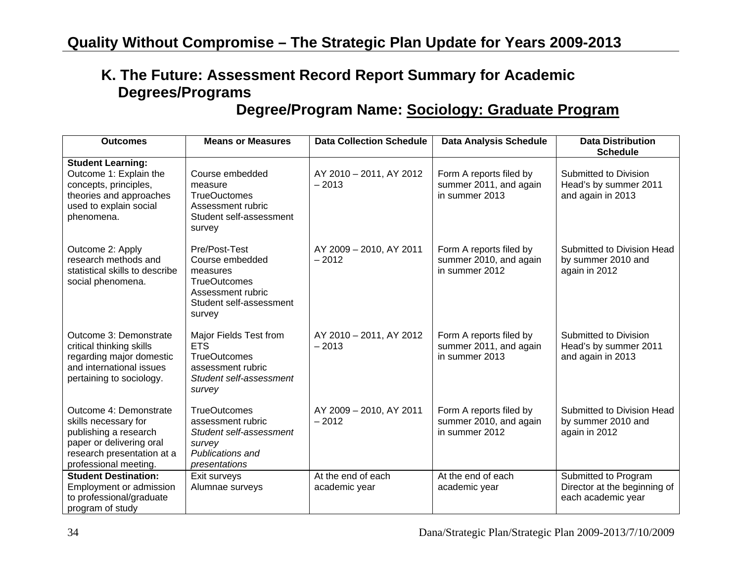# Quality Without Compromise – The Strategic Plan Update for Years 2009-2013

## K. The Future: Assessment Record Report Summary for Academic Degrees/Programs

### Degree/Program Name: Sociology: Graduate Program

| Outcomes | Means or Measures | Data Collection Schedule | Data Analysis Schedule | Data Distribution Schedule |
|---|---|---|---|---|
| **Student Learning:**<br>Outcome 1: Explain the concepts, principles, theories and approaches used to explain social phenomena. | Course embedded measure<br>TrueOuctomes Assessment rubric<br>Student self-assessment survey | AY 2010 – 2011, AY 2012 – 2013 | Form A reports filed by summer 2011, and again in summer 2013 | Submitted to Division Head's by summer 2011 and again in 2013 |
| Outcome 2: Apply research methods and statistical skills to describe social phenomena. | Pre/Post-Test<br>Course embedded measures<br>TrueOutcomes Assessment rubric<br>Student self-assessment survey | AY 2009 – 2010, AY 2011 – 2012 | Form A reports filed by summer 2010, and again in summer 2012 | Submitted to Division Head by summer 2010 and again in 2012 |
| Outcome 3: Demonstrate critical thinking skills regarding major domestic and international issues pertaining to sociology. | Major Fields Test from ETS<br>TrueOutcomes assessment rubric<br>*Student self-assessment survey* | AY 2010 – 2011, AY 2012 – 2013 | Form A reports filed by summer 2011, and again in summer 2013 | Submitted to Division Head's by summer 2011 and again in 2013 |
| Outcome 4: Demonstrate skills necessary for publishing a research paper or delivering oral research presentation at a professional meeting. | TrueOutcomes assessment rubric<br>*Student self-assessment survey*<br>*Publications and presentations* | AY 2009 – 2010, AY 2011 – 2012 | Form A reports filed by summer 2010, and again in summer 2012 | Submitted to Division Head by summer 2010 and again in 2012 |
| **Student Destination:**<br>Employment or admission to professional/graduate program of study | Exit surveys<br>Alumnae surveys | At the end of each academic year | At the end of each academic year | Submitted to Program Director at the beginning of each academic year |

Dana/Strategic Plan/Strategic Plan 2009-2013/7/10/2009